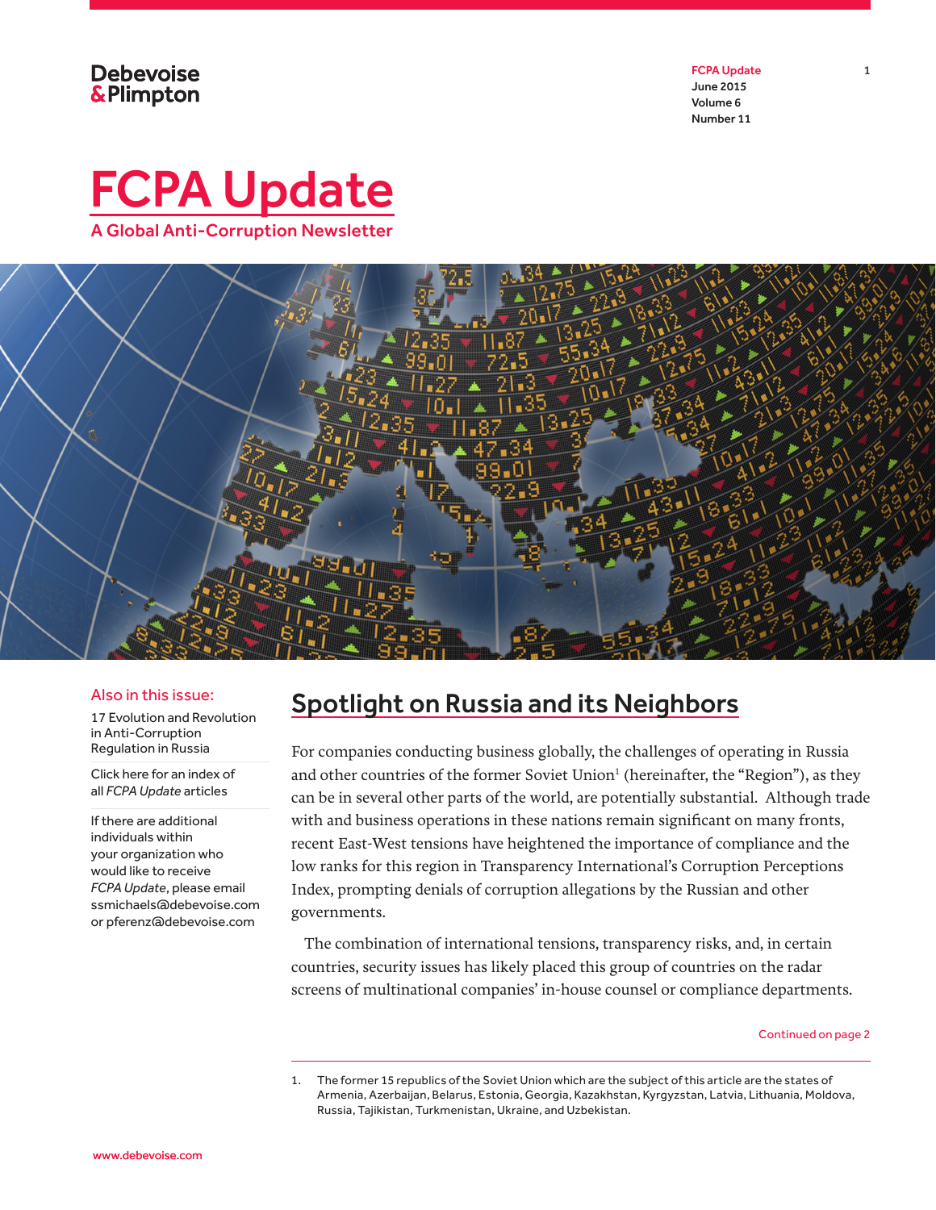Debevoise & Plimpton

FCPA Update
June 2015
Volume 6
Number 11

# FCPA Update

A Global Anti-Corruption Newsletter

**Also in this issue:**

17 Evolution and Revolution in Anti-Corruption Regulation in Russia

Click here for an index of all *FCPA Update* articles

If there are additional individuals within your organization who would like to receive *FCPA Update*, please email ssmichaels@debevoise.com or pferenz@debevoise.com

## Spotlight on Russia and its Neighbors

For companies conducting business globally, the challenges of operating in Russia and other countries of the former Soviet Union[1] (hereinafter, the "Region"), as they can be in several other parts of the world, are potentially substantial. Although trade with and business operations in these nations remain significant on many fronts, recent East-West tensions have heightened the importance of compliance and the low ranks for this region in Transparency International's Corruption Perceptions Index, prompting denials of corruption allegations by the Russian and other governments.

The combination of international tensions, transparency risks, and, in certain countries, security issues has likely placed this group of countries on the radar screens of multinational companies' in-house counsel or compliance departments.

Continued on page 2

1. The former 15 republics of the Soviet Union which are the subject of this article are the states of Armenia, Azerbaijan, Belarus, Estonia, Georgia, Kazakhstan, Kyrgyzstan, Latvia, Lithuania, Moldova, Russia, Tajikistan, Turkmenistan, Ukraine, and Uzbekistan.

www.debevoise.com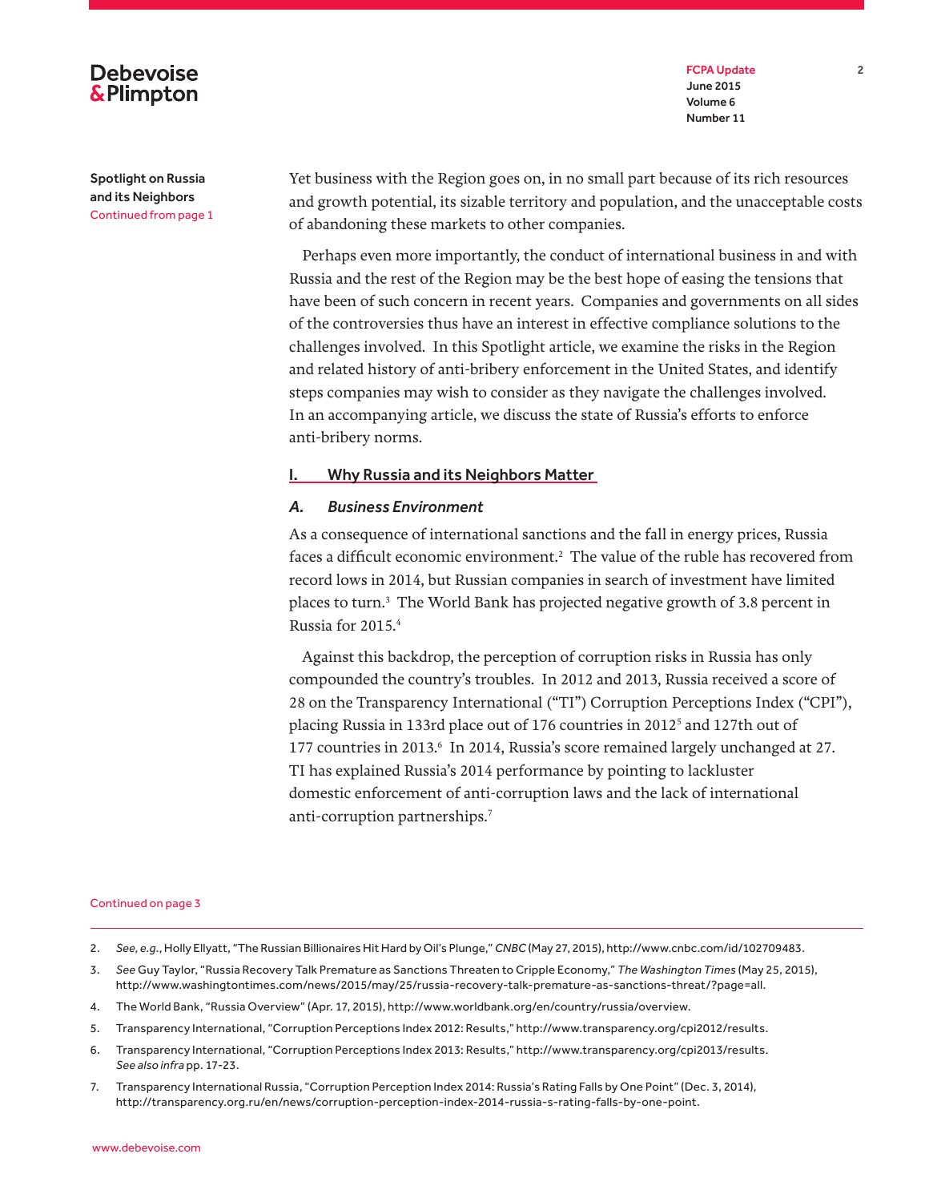Spotlight on Russia and its Neighbors
Continued from page 1

Yet business with the Region goes on, in no small part because of its rich resources and growth potential, its sizable territory and population, and the unacceptable costs of abandoning these markets to other companies.

Perhaps even more importantly, the conduct of international business in and with Russia and the rest of the Region may be the best hope of easing the tensions that have been of such concern in recent years. Companies and governments on all sides of the controversies thus have an interest in effective compliance solutions to the challenges involved. In this Spotlight article, we examine the risks in the Region and related history of anti-bribery enforcement in the United States, and identify steps companies may wish to consider as they navigate the challenges involved. In an accompanying article, we discuss the state of Russia's efforts to enforce anti-bribery norms.

## I. Why Russia and its Neighbors Matter

### *A. Business Environment*

As a consequence of international sanctions and the fall in energy prices, Russia faces a difficult economic environment.[2] The value of the ruble has recovered from record lows in 2014, but Russian companies in search of investment have limited places to turn.[3] The World Bank has projected negative growth of 3.8 percent in Russia for 2015.[4]

Against this backdrop, the perception of corruption risks in Russia has only compounded the country's troubles. In 2012 and 2013, Russia received a score of 28 on the Transparency International ("TI") Corruption Perceptions Index ("CPI"), placing Russia in 133rd place out of 176 countries in 2012[5] and 127th out of 177 countries in 2013.[6] In 2014, Russia's score remained largely unchanged at 27. TI has explained Russia's 2014 performance by pointing to lackluster domestic enforcement of anti-corruption laws and the lack of international anti-corruption partnerships.[7]

Continued on page 3

2. *See, e.g.*, Holly Ellyatt, "The Russian Billionaires Hit Hard by Oil's Plunge," *CNBC* (May 27, 2015), http://www.cnbc.com/id/102709483.

3. *See* Guy Taylor, "Russia Recovery Talk Premature as Sanctions Threaten to Cripple Economy," *The Washington Times* (May 25, 2015), http://www.washingtontimes.com/news/2015/may/25/russia-recovery-talk-premature-as-sanctions-threat/?page=all.

4. The World Bank, "Russia Overview" (Apr. 17, 2015), http://www.worldbank.org/en/country/russia/overview.

5. Transparency International, "Corruption Perceptions Index 2012: Results," http://www.transparency.org/cpi2012/results.

6. Transparency International, "Corruption Perceptions Index 2013: Results," http://www.transparency.org/cpi2013/results. *See also infra* pp. 17-23.

7. Transparency International Russia, "Corruption Perception Index 2014: Russia's Rating Falls by One Point" (Dec. 3, 2014), http://transparency.org.ru/en/news/corruption-perception-index-2014-russia-s-rating-falls-by-one-point.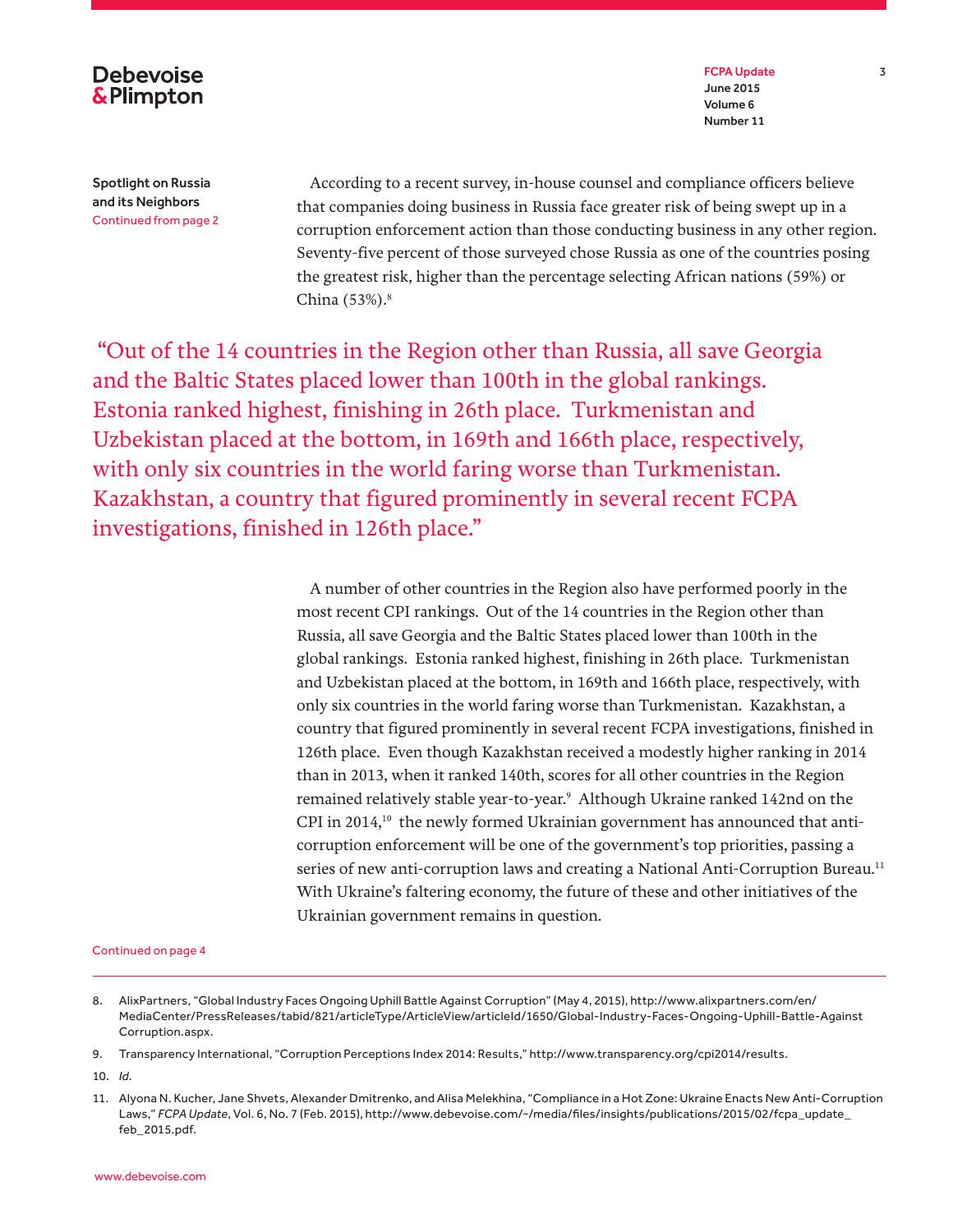Spotlight on Russia and its Neighbors
Continued from page 2

According to a recent survey, in-house counsel and compliance officers believe that companies doing business in Russia face greater risk of being swept up in a corruption enforcement action than those conducting business in any other region. Seventy-five percent of those surveyed chose Russia as one of the countries posing the greatest risk, higher than the percentage selecting African nations (59%) or China (53%).[8]

> "Out of the 14 countries in the Region other than Russia, all save Georgia and the Baltic States placed lower than 100th in the global rankings. Estonia ranked highest, finishing in 26th place. Turkmenistan and Uzbekistan placed at the bottom, in 169th and 166th place, respectively, with only six countries in the world faring worse than Turkmenistan. Kazakhstan, a country that figured prominently in several recent FCPA investigations, finished in 126th place."

A number of other countries in the Region also have performed poorly in the most recent CPI rankings. Out of the 14 countries in the Region other than Russia, all save Georgia and the Baltic States placed lower than 100th in the global rankings. Estonia ranked highest, finishing in 26th place. Turkmenistan and Uzbekistan placed at the bottom, in 169th and 166th place, respectively, with only six countries in the world faring worse than Turkmenistan. Kazakhstan, a country that figured prominently in several recent FCPA investigations, finished in 126th place. Even though Kazakhstan received a modestly higher ranking in 2014 than in 2013, when it ranked 140th, scores for all other countries in the Region remained relatively stable year-to-year.[9] Although Ukraine ranked 142nd on the CPI in 2014,[10] the newly formed Ukrainian government has announced that anti-corruption enforcement will be one of the government's top priorities, passing a series of new anti-corruption laws and creating a National Anti-Corruption Bureau.[11] With Ukraine's faltering economy, the future of these and other initiatives of the Ukrainian government remains in question.

Continued on page 4

---

8. AlixPartners, "Global Industry Faces Ongoing Uphill Battle Against Corruption" (May 4, 2015), http://www.alixpartners.com/en/MediaCenter/PressReleases/tabid/821/articleType/ArticleView/articleId/1650/Global-Industry-Faces-Ongoing-Uphill-Battle-Against Corruption.aspx.
9. Transparency International, "Corruption Perceptions Index 2014: Results," http://www.transparency.org/cpi2014/results.
10. *Id.*
11. Alyona N. Kucher, Jane Shvets, Alexander Dmitrenko, and Alisa Melekhina, "Compliance in a Hot Zone: Ukraine Enacts New Anti-Corruption Laws," *FCPA Update*, Vol. 6, No. 7 (Feb. 2015), http://www.debevoise.com/~/media/files/insights/publications/2015/02/fcpa_update_feb_2015.pdf.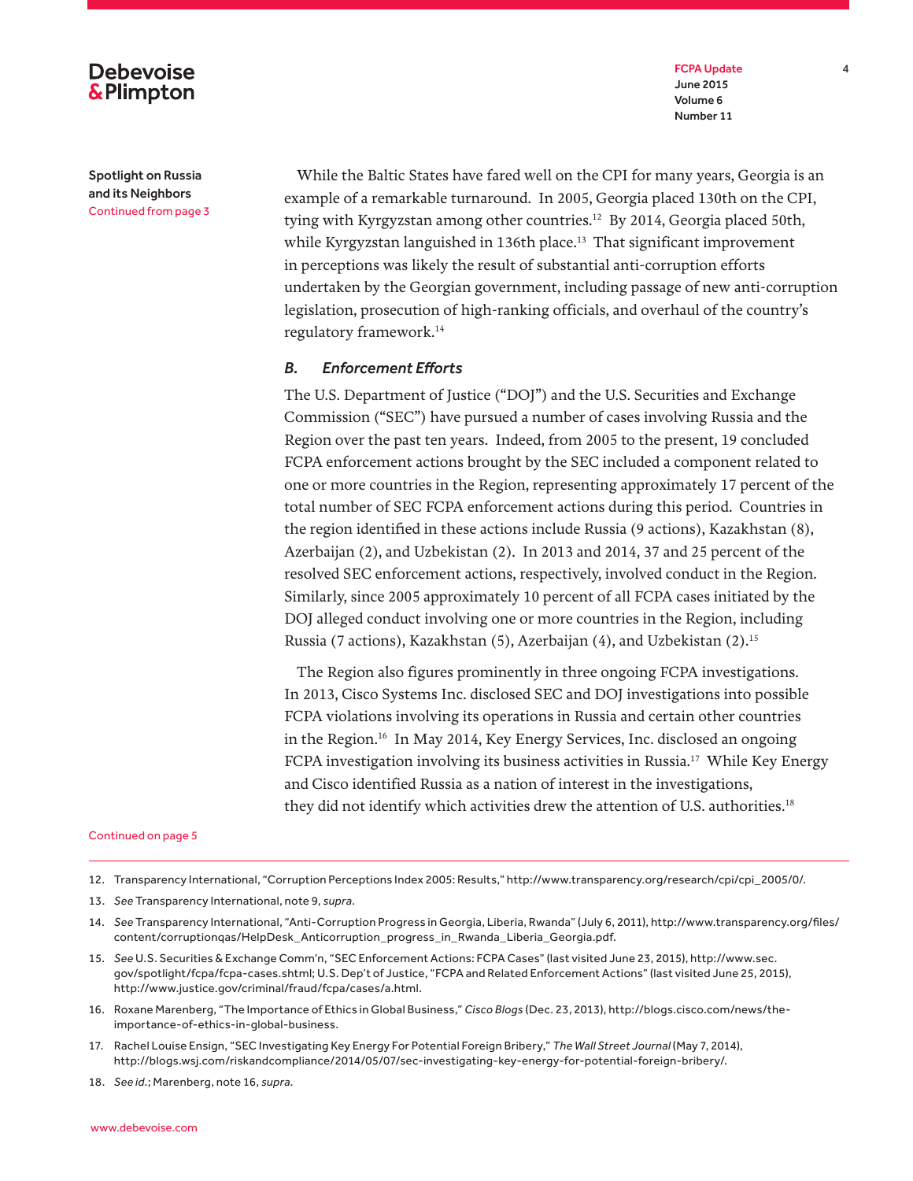Spotlight on Russia and its Neighbors
Continued from page 3

While the Baltic States have fared well on the CPI for many years, Georgia is an example of a remarkable turnaround. In 2005, Georgia placed 130th on the CPI, tying with Kyrgyzstan among other countries.[12] By 2014, Georgia placed 50th, while Kyrgyzstan languished in 136th place.[13] That significant improvement in perceptions was likely the result of substantial anti-corruption efforts undertaken by the Georgian government, including passage of new anti-corruption legislation, prosecution of high-ranking officials, and overhaul of the country's regulatory framework.[14]

### *B. Enforcement Efforts*

The U.S. Department of Justice ("DOJ") and the U.S. Securities and Exchange Commission ("SEC") have pursued a number of cases involving Russia and the Region over the past ten years. Indeed, from 2005 to the present, 19 concluded FCPA enforcement actions brought by the SEC included a component related to one or more countries in the Region, representing approximately 17 percent of the total number of SEC FCPA enforcement actions during this period. Countries in the region identified in these actions include Russia (9 actions), Kazakhstan (8), Azerbaijan (2), and Uzbekistan (2). In 2013 and 2014, 37 and 25 percent of the resolved SEC enforcement actions, respectively, involved conduct in the Region. Similarly, since 2005 approximately 10 percent of all FCPA cases initiated by the DOJ alleged conduct involving one or more countries in the Region, including Russia (7 actions), Kazakhstan (5), Azerbaijan (4), and Uzbekistan (2).[15]

The Region also figures prominently in three ongoing FCPA investigations. In 2013, Cisco Systems Inc. disclosed SEC and DOJ investigations into possible FCPA violations involving its operations in Russia and certain other countries in the Region.[16] In May 2014, Key Energy Services, Inc. disclosed an ongoing FCPA investigation involving its business activities in Russia.[17] While Key Energy and Cisco identified Russia as a nation of interest in the investigations, they did not identify which activities drew the attention of U.S. authorities.[18]

Continued on page 5

---

12. Transparency International, "Corruption Perceptions Index 2005: Results," http://www.transparency.org/research/cpi/cpi_2005/0/.
13. *See* Transparency International, note 9, *supra*.
14. *See* Transparency International, "Anti-Corruption Progress in Georgia, Liberia, Rwanda" (July 6, 2011), http://www.transparency.org/files/content/corruptionqas/HelpDesk_Anticorruption_progress_in_Rwanda_Liberia_Georgia.pdf.
15. *See* U.S. Securities & Exchange Comm'n, "SEC Enforcement Actions: FCPA Cases" (last visited June 23, 2015), http://www.sec.gov/spotlight/fcpa/fcpa-cases.shtml; U.S. Dep't of Justice, "FCPA and Related Enforcement Actions" (last visited June 25, 2015), http://www.justice.gov/criminal/fraud/fcpa/cases/a.html.
16. Roxane Marenberg, "The Importance of Ethics in Global Business," *Cisco Blogs* (Dec. 23, 2013), http://blogs.cisco.com/news/the-importance-of-ethics-in-global-business.
17. Rachel Louise Ensign, "SEC Investigating Key Energy For Potential Foreign Bribery," *The Wall Street Journal* (May 7, 2014), http://blogs.wsj.com/riskandcompliance/2014/05/07/sec-investigating-key-energy-for-potential-foreign-bribery/.
18. *See id.*; Marenberg, note 16, *supra*.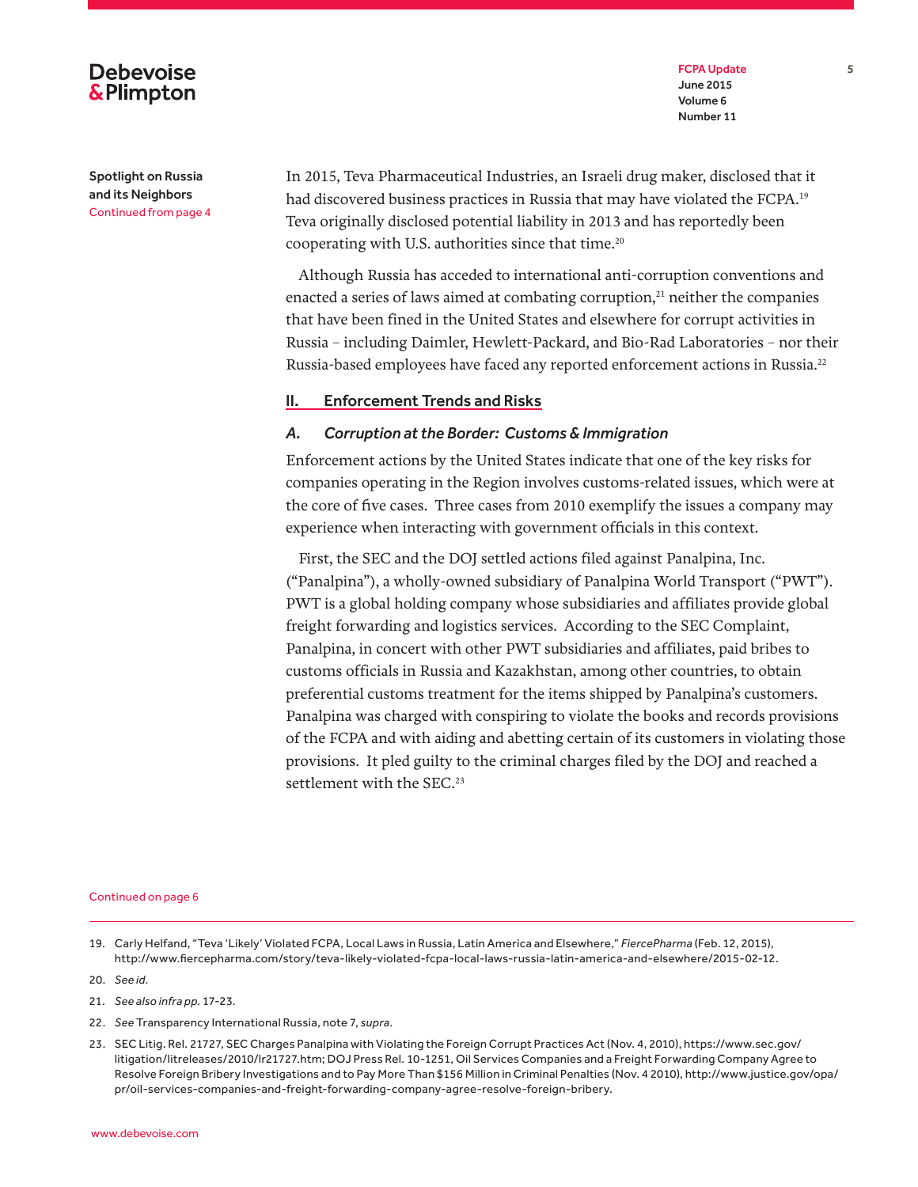Spotlight on Russia and its Neighbors
Continued from page 4

In 2015, Teva Pharmaceutical Industries, an Israeli drug maker, disclosed that it had discovered business practices in Russia that may have violated the FCPA.[19] Teva originally disclosed potential liability in 2013 and has reportedly been cooperating with U.S. authorities since that time.[20]

Although Russia has acceded to international anti-corruption conventions and enacted a series of laws aimed at combating corruption,[21] neither the companies that have been fined in the United States and elsewhere for corrupt activities in Russia – including Daimler, Hewlett-Packard, and Bio-Rad Laboratories – nor their Russia-based employees have faced any reported enforcement actions in Russia.[22]

## II. Enforcement Trends and Risks

### *A. Corruption at the Border: Customs & Immigration*

Enforcement actions by the United States indicate that one of the key risks for companies operating in the Region involves customs-related issues, which were at the core of five cases. Three cases from 2010 exemplify the issues a company may experience when interacting with government officials in this context.

First, the SEC and the DOJ settled actions filed against Panalpina, Inc. ("Panalpina"), a wholly-owned subsidiary of Panalpina World Transport ("PWT"). PWT is a global holding company whose subsidiaries and affiliates provide global freight forwarding and logistics services. According to the SEC Complaint, Panalpina, in concert with other PWT subsidiaries and affiliates, paid bribes to customs officials in Russia and Kazakhstan, among other countries, to obtain preferential customs treatment for the items shipped by Panalpina's customers. Panalpina was charged with conspiring to violate the books and records provisions of the FCPA and with aiding and abetting certain of its customers in violating those provisions. It pled guilty to the criminal charges filed by the DOJ and reached a settlement with the SEC.[23]

Continued on page 6

---

19. Carly Helfand, "Teva 'Likely' Violated FCPA, Local Laws in Russia, Latin America and Elsewhere," *FiercePharma* (Feb. 12, 2015), http://www.fiercepharma.com/story/teva-likely-violated-fcpa-local-laws-russia-latin-america-and-elsewhere/2015-02-12.

20. *See id.*

21. *See also infra* pp. 17-23.

22. *See* Transparency International Russia, note 7, *supra*.

23. SEC Litig. Rel. 21727, SEC Charges Panalpina with Violating the Foreign Corrupt Practices Act (Nov. 4, 2010), https://www.sec.gov/litigation/litreleases/2010/lr21727.htm; DOJ Press Rel. 10-1251, Oil Services Companies and a Freight Forwarding Company Agree to Resolve Foreign Bribery Investigations and to Pay More Than $156 Million in Criminal Penalties (Nov. 4 2010), http://www.justice.gov/opa/pr/oil-services-companies-and-freight-forwarding-company-agree-resolve-foreign-bribery.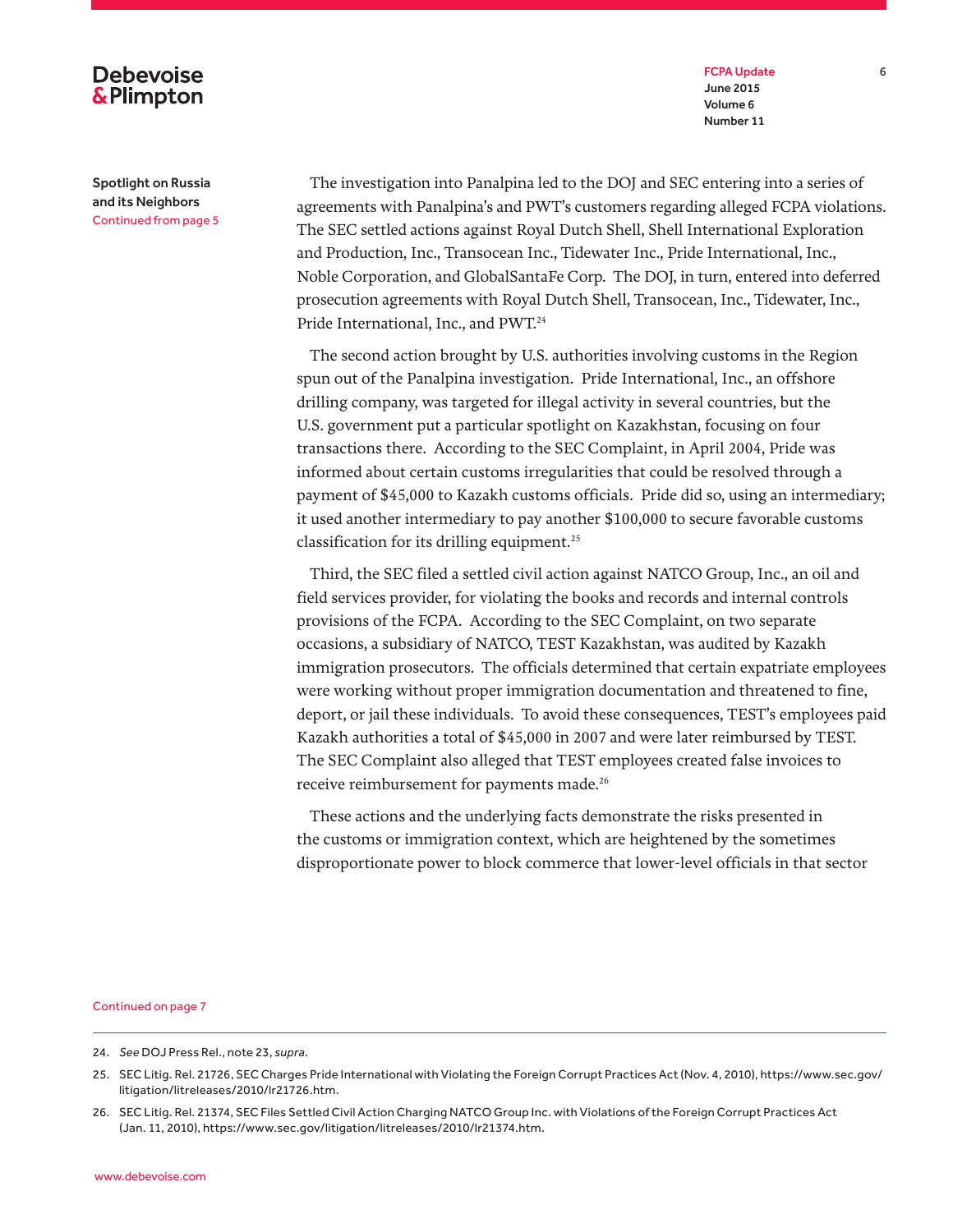**Spotlight on Russia and its Neighbors**
Continued from page 5

The investigation into Panalpina led to the DOJ and SEC entering into a series of agreements with Panalpina's and PWT's customers regarding alleged FCPA violations. The SEC settled actions against Royal Dutch Shell, Shell International Exploration and Production, Inc., Transocean Inc., Tidewater Inc., Pride International, Inc., Noble Corporation, and GlobalSantaFe Corp. The DOJ, in turn, entered into deferred prosecution agreements with Royal Dutch Shell, Transocean, Inc., Tidewater, Inc., Pride International, Inc., and PWT.[24]

The second action brought by U.S. authorities involving customs in the Region spun out of the Panalpina investigation. Pride International, Inc., an offshore drilling company, was targeted for illegal activity in several countries, but the U.S. government put a particular spotlight on Kazakhstan, focusing on four transactions there. According to the SEC Complaint, in April 2004, Pride was informed about certain customs irregularities that could be resolved through a payment of $45,000 to Kazakh customs officials. Pride did so, using an intermediary; it used another intermediary to pay another $100,000 to secure favorable customs classification for its drilling equipment.[25]

Third, the SEC filed a settled civil action against NATCO Group, Inc., an oil and field services provider, for violating the books and records and internal controls provisions of the FCPA. According to the SEC Complaint, on two separate occasions, a subsidiary of NATCO, TEST Kazakhstan, was audited by Kazakh immigration prosecutors. The officials determined that certain expatriate employees were working without proper immigration documentation and threatened to fine, deport, or jail these individuals. To avoid these consequences, TEST's employees paid Kazakh authorities a total of $45,000 in 2007 and were later reimbursed by TEST. The SEC Complaint also alleged that TEST employees created false invoices to receive reimbursement for payments made.[26]

These actions and the underlying facts demonstrate the risks presented in the customs or immigration context, which are heightened by the sometimes disproportionate power to block commerce that lower-level officials in that sector

Continued on page 7

---

24. *See* DOJ Press Rel., note 23, *supra*.

25. SEC Litig. Rel. 21726, SEC Charges Pride International with Violating the Foreign Corrupt Practices Act (Nov. 4, 2010), https://www.sec.gov/litigation/litreleases/2010/lr21726.htm.

26. SEC Litig. Rel. 21374, SEC Files Settled Civil Action Charging NATCO Group Inc. with Violations of the Foreign Corrupt Practices Act (Jan. 11, 2010), https://www.sec.gov/litigation/litreleases/2010/lr21374.htm.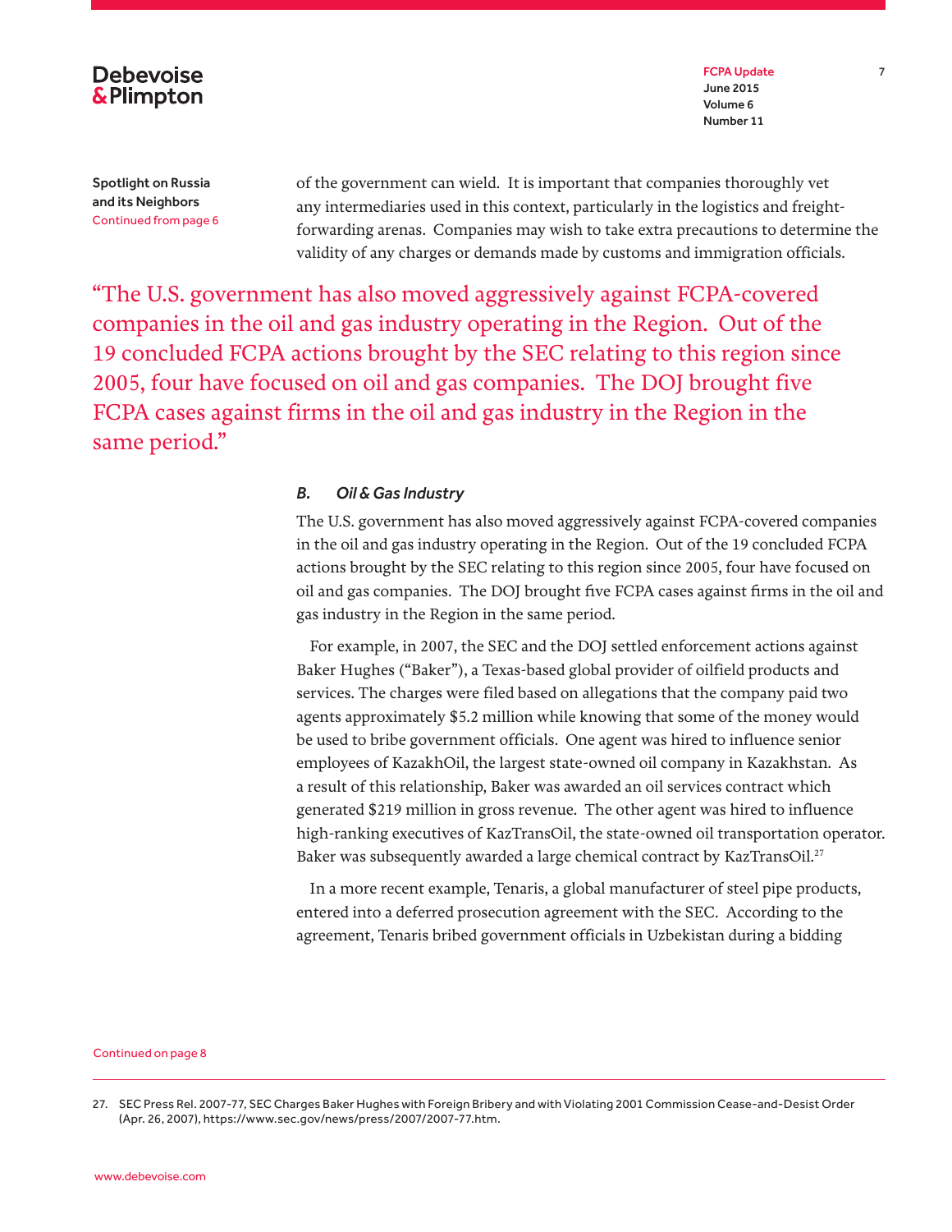Spotlight on Russia and its Neighbors
Continued from page 6

of the government can wield. It is important that companies thoroughly vet any intermediaries used in this context, particularly in the logistics and freight-forwarding arenas. Companies may wish to take extra precautions to determine the validity of any charges or demands made by customs and immigration officials.

> "The U.S. government has also moved aggressively against FCPA-covered companies in the oil and gas industry operating in the Region. Out of the 19 concluded FCPA actions brought by the SEC relating to this region since 2005, four have focused on oil and gas companies. The DOJ brought five FCPA cases against firms in the oil and gas industry in the Region in the same period."

### *B. Oil & Gas Industry*

The U.S. government has also moved aggressively against FCPA-covered companies in the oil and gas industry operating in the Region. Out of the 19 concluded FCPA actions brought by the SEC relating to this region since 2005, four have focused on oil and gas companies. The DOJ brought five FCPA cases against firms in the oil and gas industry in the Region in the same period.

For example, in 2007, the SEC and the DOJ settled enforcement actions against Baker Hughes ("Baker"), a Texas-based global provider of oilfield products and services. The charges were filed based on allegations that the company paid two agents approximately $5.2 million while knowing that some of the money would be used to bribe government officials. One agent was hired to influence senior employees of KazakhOil, the largest state-owned oil company in Kazakhstan. As a result of this relationship, Baker was awarded an oil services contract which generated $219 million in gross revenue. The other agent was hired to influence high-ranking executives of KazTransOil, the state-owned oil transportation operator. Baker was subsequently awarded a large chemical contract by KazTransOil.[27]

In a more recent example, Tenaris, a global manufacturer of steel pipe products, entered into a deferred prosecution agreement with the SEC. According to the agreement, Tenaris bribed government officials in Uzbekistan during a bidding

Continued on page 8

---

27. SEC Press Rel. 2007-77, SEC Charges Baker Hughes with Foreign Bribery and with Violating 2001 Commission Cease-and-Desist Order (Apr. 26, 2007), https://www.sec.gov/news/press/2007/2007-77.htm.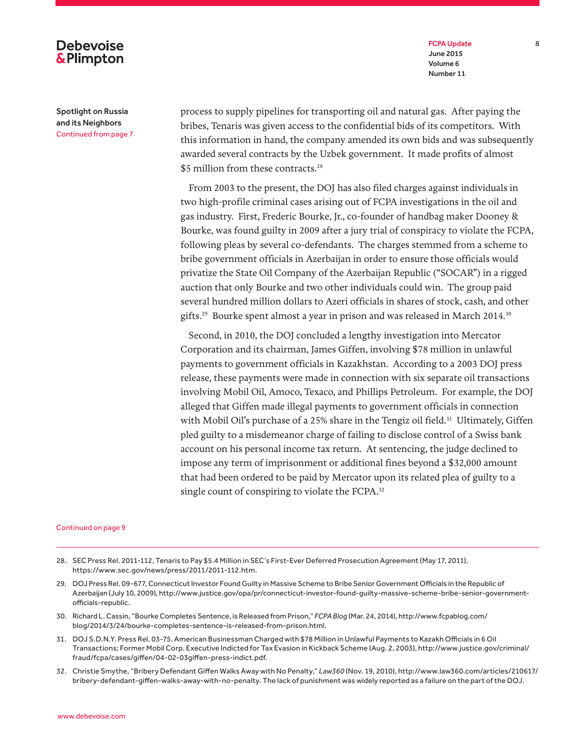Spotlight on Russia and its Neighbors
Continued from page 7

process to supply pipelines for transporting oil and natural gas. After paying the bribes, Tenaris was given access to the confidential bids of its competitors. With this information in hand, the company amended its own bids and was subsequently awarded several contracts by the Uzbek government. It made profits of almost $5 million from these contracts.[28]

From 2003 to the present, the DOJ has also filed charges against individuals in two high-profile criminal cases arising out of FCPA investigations in the oil and gas industry. First, Frederic Bourke, Jr., co-founder of handbag maker Dooney & Bourke, was found guilty in 2009 after a jury trial of conspiracy to violate the FCPA, following pleas by several co-defendants. The charges stemmed from a scheme to bribe government officials in Azerbaijan in order to ensure those officials would privatize the State Oil Company of the Azerbaijan Republic ("SOCAR") in a rigged auction that only Bourke and two other individuals could win. The group paid several hundred million dollars to Azeri officials in shares of stock, cash, and other gifts.[29] Bourke spent almost a year in prison and was released in March 2014.[30]

Second, in 2010, the DOJ concluded a lengthy investigation into Mercator Corporation and its chairman, James Giffen, involving $78 million in unlawful payments to government officials in Kazakhstan. According to a 2003 DOJ press release, these payments were made in connection with six separate oil transactions involving Mobil Oil, Amoco, Texaco, and Phillips Petroleum. For example, the DOJ alleged that Giffen made illegal payments to government officials in connection with Mobil Oil's purchase of a 25% share in the Tengiz oil field.[31] Ultimately, Giffen pled guilty to a misdemeanor charge of failing to disclose control of a Swiss bank account on his personal income tax return. At sentencing, the judge declined to impose any term of imprisonment or additional fines beyond a $32,000 amount that had been ordered to be paid by Mercator upon its related plea of guilty to a single count of conspiring to violate the FCPA.[32]

Continued on page 9

---

28. SEC Press Rel. 2011-112, Tenaris to Pay $5.4 Million in SEC's First-Ever Deferred Prosecution Agreement (May 17, 2011), https://www.sec.gov/news/press/2011/2011-112.htm.

29. DOJ Press Rel. 09-677, Connecticut Investor Found Guilty in Massive Scheme to Bribe Senior Government Officials in the Republic of Azerbaijan (July 10, 2009), http://www.justice.gov/opa/pr/connecticut-investor-found-guilty-massive-scheme-bribe-senior-government-officials-republic.

30. Richard L. Cassin, "Bourke Completes Sentence, is Released from Prison," *FCPA Blog* (Mar. 24, 2014), http://www.fcpablog.com/blog/2014/3/24/bourke-completes-sentence-is-released-from-prison.html.

31. DOJ S.D.N.Y. Press Rel. 03-75, American Businessman Charged with $78 Million in Unlawful Payments to Kazakh Officials in 6 Oil Transactions; Former Mobil Corp. Executive Indicted for Tax Evasion in Kickback Scheme (Aug. 2, 2003), http://www.justice.gov/criminal/fraud/fcpa/cases/giffen/04-02-03giffen-press-indict.pdf.

32. Christie Smythe, "Bribery Defendant Giffen Walks Away with No Penalty," *Law360* (Nov. 19, 2010), http://www.law360.com/articles/210617/bribery-defendant-giffen-walks-away-with-no-penalty. The lack of punishment was widely reported as a failure on the part of the DOJ.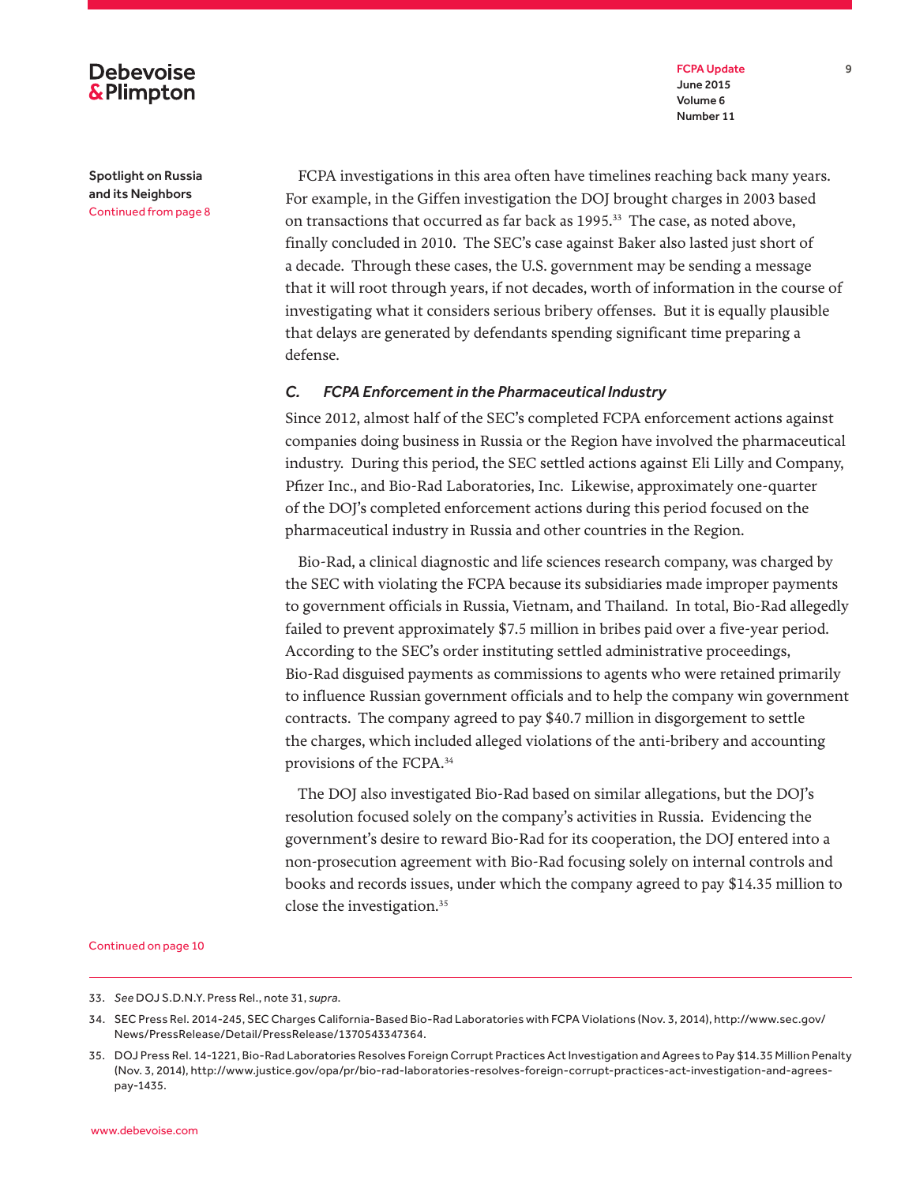Spotlight on Russia and its Neighbors
Continued from page 8

FCPA investigations in this area often have timelines reaching back many years. For example, in the Giffen investigation the DOJ brought charges in 2003 based on transactions that occurred as far back as 1995.[33] The case, as noted above, finally concluded in 2010. The SEC's case against Baker also lasted just short of a decade. Through these cases, the U.S. government may be sending a message that it will root through years, if not decades, worth of information in the course of investigating what it considers serious bribery offenses. But it is equally plausible that delays are generated by defendants spending significant time preparing a defense.

### *C. FCPA Enforcement in the Pharmaceutical Industry*

Since 2012, almost half of the SEC's completed FCPA enforcement actions against companies doing business in Russia or the Region have involved the pharmaceutical industry. During this period, the SEC settled actions against Eli Lilly and Company, Pfizer Inc., and Bio-Rad Laboratories, Inc. Likewise, approximately one-quarter of the DOJ's completed enforcement actions during this period focused on the pharmaceutical industry in Russia and other countries in the Region.

Bio-Rad, a clinical diagnostic and life sciences research company, was charged by the SEC with violating the FCPA because its subsidiaries made improper payments to government officials in Russia, Vietnam, and Thailand. In total, Bio-Rad allegedly failed to prevent approximately $7.5 million in bribes paid over a five-year period. According to the SEC's order instituting settled administrative proceedings, Bio-Rad disguised payments as commissions to agents who were retained primarily to influence Russian government officials and to help the company win government contracts. The company agreed to pay $40.7 million in disgorgement to settle the charges, which included alleged violations of the anti-bribery and accounting provisions of the FCPA.[34]

The DOJ also investigated Bio-Rad based on similar allegations, but the DOJ's resolution focused solely on the company's activities in Russia. Evidencing the government's desire to reward Bio-Rad for its cooperation, the DOJ entered into a non-prosecution agreement with Bio-Rad focusing solely on internal controls and books and records issues, under which the company agreed to pay $14.35 million to close the investigation.[35]

Continued on page 10

---

33. *See* DOJ S.D.N.Y. Press Rel., note 31, *supra*.

34. SEC Press Rel. 2014-245, SEC Charges California-Based Bio-Rad Laboratories with FCPA Violations (Nov. 3, 2014), http://www.sec.gov/News/PressRelease/Detail/PressRelease/1370543347364.

35. DOJ Press Rel. 14-1221, Bio-Rad Laboratories Resolves Foreign Corrupt Practices Act Investigation and Agrees to Pay $14.35 Million Penalty (Nov. 3, 2014), http://www.justice.gov/opa/pr/bio-rad-laboratories-resolves-foreign-corrupt-practices-act-investigation-and-agrees-pay-1435.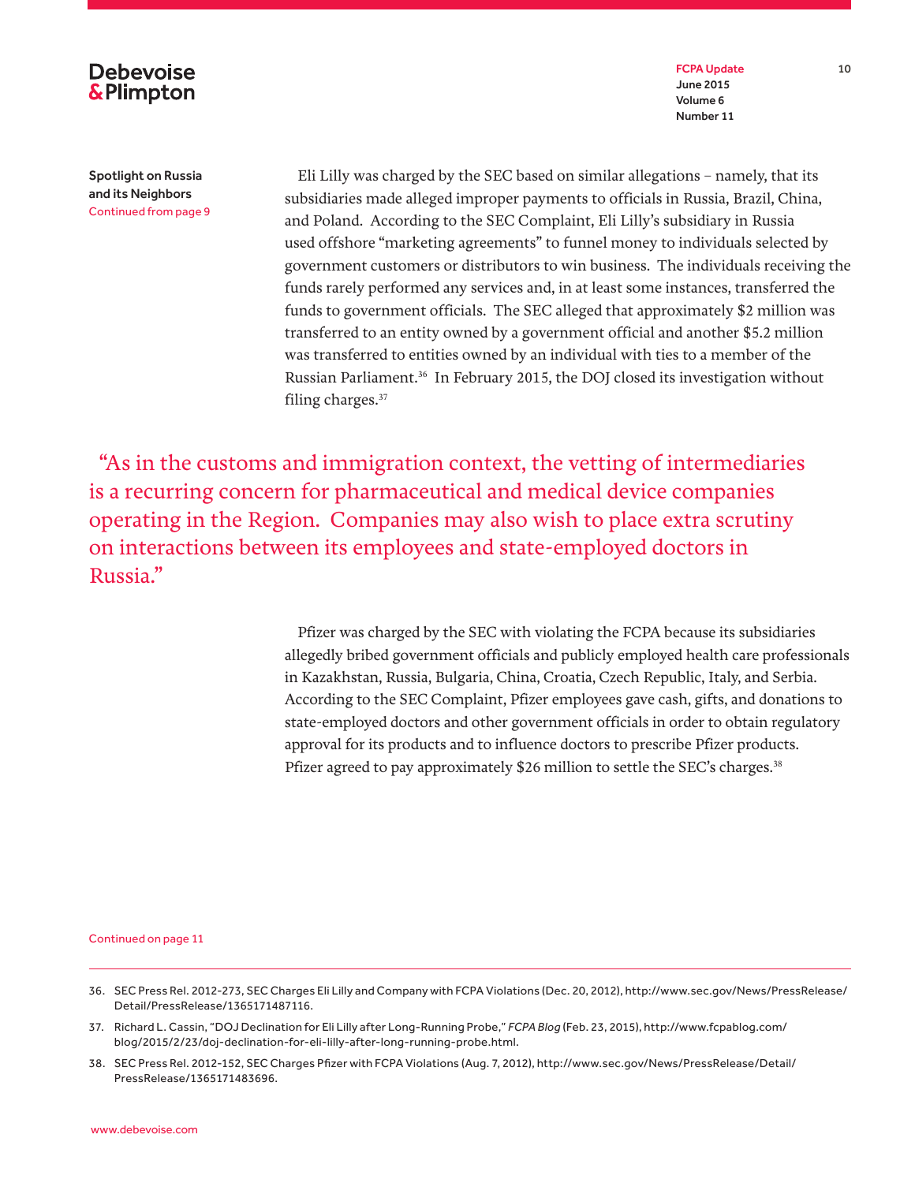**Spotlight on Russia and its Neighbors**
Continued from page 9

Eli Lilly was charged by the SEC based on similar allegations – namely, that its subsidiaries made alleged improper payments to officials in Russia, Brazil, China, and Poland. According to the SEC Complaint, Eli Lilly's subsidiary in Russia used offshore "marketing agreements" to funnel money to individuals selected by government customers or distributors to win business. The individuals receiving the funds rarely performed any services and, in at least some instances, transferred the funds to government officials. The SEC alleged that approximately $2 million was transferred to an entity owned by a government official and another $5.2 million was transferred to entities owned by an individual with ties to a member of the Russian Parliament.[36] In February 2015, the DOJ closed its investigation without filing charges.[37]

> "As in the customs and immigration context, the vetting of intermediaries is a recurring concern for pharmaceutical and medical device companies operating in the Region. Companies may also wish to place extra scrutiny on interactions between its employees and state-employed doctors in Russia."

Pfizer was charged by the SEC with violating the FCPA because its subsidiaries allegedly bribed government officials and publicly employed health care professionals in Kazakhstan, Russia, Bulgaria, China, Croatia, Czech Republic, Italy, and Serbia. According to the SEC Complaint, Pfizer employees gave cash, gifts, and donations to state-employed doctors and other government officials in order to obtain regulatory approval for its products and to influence doctors to prescribe Pfizer products. Pfizer agreed to pay approximately $26 million to settle the SEC's charges.[38]

Continued on page 11

---

36. SEC Press Rel. 2012-273, SEC Charges Eli Lilly and Company with FCPA Violations (Dec. 20, 2012), http://www.sec.gov/News/PressRelease/Detail/PressRelease/1365171487116.
37. Richard L. Cassin, "DOJ Declination for Eli Lilly after Long-Running Probe," *FCPA Blog* (Feb. 23, 2015), http://www.fcpablog.com/blog/2015/2/23/doj-declination-for-eli-lilly-after-long-running-probe.html.
38. SEC Press Rel. 2012-152, SEC Charges Pfizer with FCPA Violations (Aug. 7, 2012), http://www.sec.gov/News/PressRelease/Detail/PressRelease/1365171483696.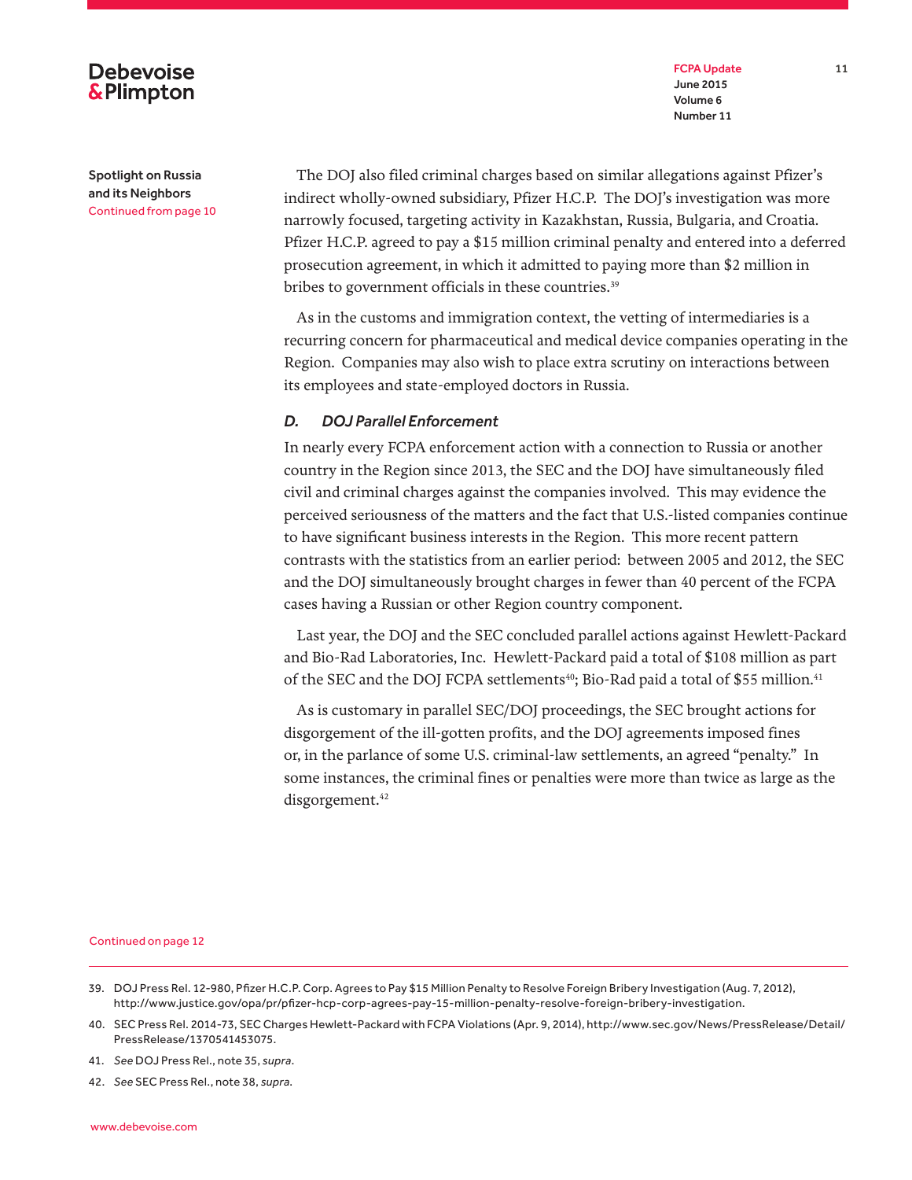Spotlight on Russia and its Neighbors
Continued from page 10

The DOJ also filed criminal charges based on similar allegations against Pfizer's indirect wholly-owned subsidiary, Pfizer H.C.P. The DOJ's investigation was more narrowly focused, targeting activity in Kazakhstan, Russia, Bulgaria, and Croatia. Pfizer H.C.P. agreed to pay a $15 million criminal penalty and entered into a deferred prosecution agreement, in which it admitted to paying more than $2 million in bribes to government officials in these countries.[39]

As in the customs and immigration context, the vetting of intermediaries is a recurring concern for pharmaceutical and medical device companies operating in the Region. Companies may also wish to place extra scrutiny on interactions between its employees and state-employed doctors in Russia.

### *D. DOJ Parallel Enforcement*

In nearly every FCPA enforcement action with a connection to Russia or another country in the Region since 2013, the SEC and the DOJ have simultaneously filed civil and criminal charges against the companies involved. This may evidence the perceived seriousness of the matters and the fact that U.S.-listed companies continue to have significant business interests in the Region. This more recent pattern contrasts with the statistics from an earlier period: between 2005 and 2012, the SEC and the DOJ simultaneously brought charges in fewer than 40 percent of the FCPA cases having a Russian or other Region country component.

Last year, the DOJ and the SEC concluded parallel actions against Hewlett-Packard and Bio-Rad Laboratories, Inc. Hewlett-Packard paid a total of $108 million as part of the SEC and the DOJ FCPA settlements[40]; Bio-Rad paid a total of $55 million.[41]

As is customary in parallel SEC/DOJ proceedings, the SEC brought actions for disgorgement of the ill-gotten profits, and the DOJ agreements imposed fines or, in the parlance of some U.S. criminal-law settlements, an agreed "penalty." In some instances, the criminal fines or penalties were more than twice as large as the disgorgement.[42]

Continued on page 12

39. DOJ Press Rel. 12-980, Pfizer H.C.P. Corp. Agrees to Pay $15 Million Penalty to Resolve Foreign Bribery Investigation (Aug. 7, 2012), http://www.justice.gov/opa/pr/pfizer-hcp-corp-agrees-pay-15-million-penalty-resolve-foreign-bribery-investigation.

40. SEC Press Rel. 2014-73, SEC Charges Hewlett-Packard with FCPA Violations (Apr. 9, 2014), http://www.sec.gov/News/PressRelease/Detail/PressRelease/1370541453075.

41. *See* DOJ Press Rel., note 35, *supra*.

42. *See* SEC Press Rel., note 38, *supra*.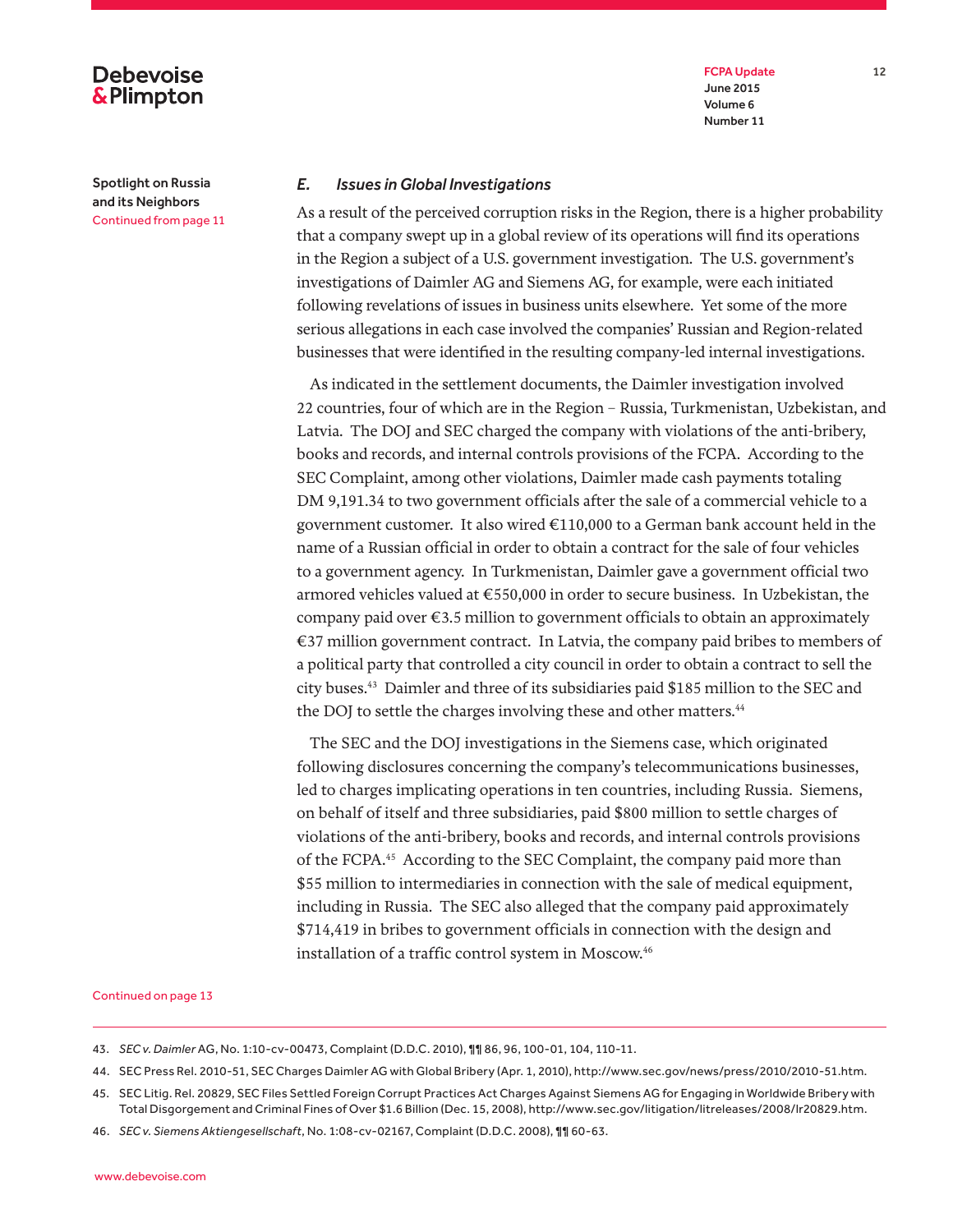Spotlight on Russia and its Neighbors
Continued from page 11

### *E. Issues in Global Investigations*

As a result of the perceived corruption risks in the Region, there is a higher probability that a company swept up in a global review of its operations will find its operations in the Region a subject of a U.S. government investigation. The U.S. government's investigations of Daimler AG and Siemens AG, for example, were each initiated following revelations of issues in business units elsewhere. Yet some of the more serious allegations in each case involved the companies' Russian and Region-related businesses that were identified in the resulting company-led internal investigations.

As indicated in the settlement documents, the Daimler investigation involved 22 countries, four of which are in the Region – Russia, Turkmenistan, Uzbekistan, and Latvia. The DOJ and SEC charged the company with violations of the anti-bribery, books and records, and internal controls provisions of the FCPA. According to the SEC Complaint, among other violations, Daimler made cash payments totaling DM 9,191.34 to two government officials after the sale of a commercial vehicle to a government customer. It also wired €110,000 to a German bank account held in the name of a Russian official in order to obtain a contract for the sale of four vehicles to a government agency. In Turkmenistan, Daimler gave a government official two armored vehicles valued at €550,000 in order to secure business. In Uzbekistan, the company paid over €3.5 million to government officials to obtain an approximately €37 million government contract. In Latvia, the company paid bribes to members of a political party that controlled a city council in order to obtain a contract to sell the city buses.[43] Daimler and three of its subsidiaries paid $185 million to the SEC and the DOJ to settle the charges involving these and other matters.[44]

The SEC and the DOJ investigations in the Siemens case, which originated following disclosures concerning the company's telecommunications businesses, led to charges implicating operations in ten countries, including Russia. Siemens, on behalf of itself and three subsidiaries, paid $800 million to settle charges of violations of the anti-bribery, books and records, and internal controls provisions of the FCPA.[45] According to the SEC Complaint, the company paid more than $55 million to intermediaries in connection with the sale of medical equipment, including in Russia. The SEC also alleged that the company paid approximately $714,419 in bribes to government officials in connection with the design and installation of a traffic control system in Moscow.[46]

Continued on page 13

---

43. *SEC v. Daimler* AG, No. 1:10-cv-00473, Complaint (D.D.C. 2010), ¶¶ 86, 96, 100-01, 104, 110-11.

44. SEC Press Rel. 2010-51, SEC Charges Daimler AG with Global Bribery (Apr. 1, 2010), http://www.sec.gov/news/press/2010/2010-51.htm.

45. SEC Litig. Rel. 20829, SEC Files Settled Foreign Corrupt Practices Act Charges Against Siemens AG for Engaging in Worldwide Bribery with Total Disgorgement and Criminal Fines of Over $1.6 Billion (Dec. 15, 2008), http://www.sec.gov/litigation/litreleases/2008/lr20829.htm.

46. *SEC v. Siemens Aktiengesellschaft*, No. 1:08-cv-02167, Complaint (D.D.C. 2008), ¶¶ 60-63.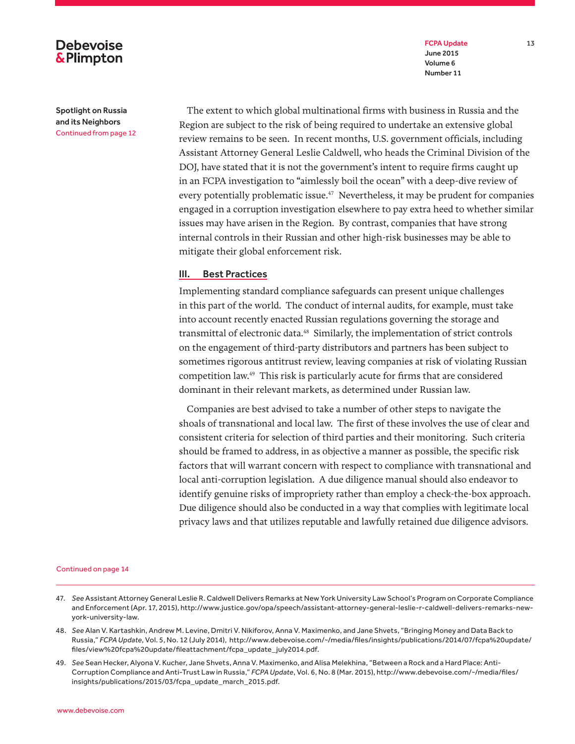Spotlight on Russia and its Neighbors
Continued from page 12

The extent to which global multinational firms with business in Russia and the Region are subject to the risk of being required to undertake an extensive global review remains to be seen. In recent months, U.S. government officials, including Assistant Attorney General Leslie Caldwell, who heads the Criminal Division of the DOJ, have stated that it is not the government's intent to require firms caught up in an FCPA investigation to "aimlessly boil the ocean" with a deep-dive review of every potentially problematic issue.[47] Nevertheless, it may be prudent for companies engaged in a corruption investigation elsewhere to pay extra heed to whether similar issues may have arisen in the Region. By contrast, companies that have strong internal controls in their Russian and other high-risk businesses may be able to mitigate their global enforcement risk.

## III. Best Practices

Implementing standard compliance safeguards can present unique challenges in this part of the world. The conduct of internal audits, for example, must take into account recently enacted Russian regulations governing the storage and transmittal of electronic data.[48] Similarly, the implementation of strict controls on the engagement of third-party distributors and partners has been subject to sometimes rigorous antitrust review, leaving companies at risk of violating Russian competition law.[49] This risk is particularly acute for firms that are considered dominant in their relevant markets, as determined under Russian law.

Companies are best advised to take a number of other steps to navigate the shoals of transnational and local law. The first of these involves the use of clear and consistent criteria for selection of third parties and their monitoring. Such criteria should be framed to address, in as objective a manner as possible, the specific risk factors that will warrant concern with respect to compliance with transnational and local anti-corruption legislation. A due diligence manual should also endeavor to identify genuine risks of impropriety rather than employ a check-the-box approach. Due diligence should also be conducted in a way that complies with legitimate local privacy laws and that utilizes reputable and lawfully retained due diligence advisors.

Continued on page 14

---

47. *See* Assistant Attorney General Leslie R. Caldwell Delivers Remarks at New York University Law School's Program on Corporate Compliance and Enforcement (Apr. 17, 2015), http://www.justice.gov/opa/speech/assistant-attorney-general-leslie-r-caldwell-delivers-remarks-new-york-university-law.

48. *See* Alan V. Kartashkin, Andrew M. Levine, Dmitri V. Nikiforov, Anna V. Maximenko, and Jane Shvets, "Bringing Money and Data Back to Russia," *FCPA Update*, Vol. 5, No. 12 (July 2014), http://www.debevoise.com/~/media/files/insights/publications/2014/07/fcpa%20update/files/view%20fcpa%20update/fileattachment/fcpa_update_july2014.pdf.

49. *See* Sean Hecker, Alyona V. Kucher, Jane Shvets, Anna V. Maximenko, and Alisa Melekhina, "Between a Rock and a Hard Place: Anti-Corruption Compliance and Anti-Trust Law in Russia," *FCPA Update*, Vol. 6, No. 8 (Mar. 2015), http://www.debevoise.com/~/media/files/insights/publications/2015/03/fcpa_update_march_2015.pdf.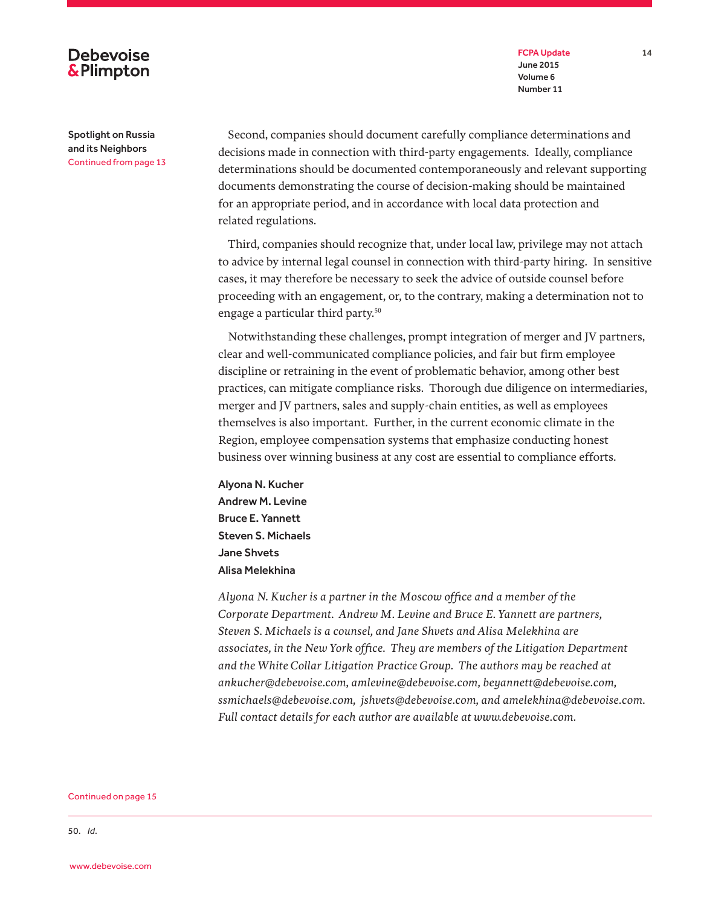Spotlight on Russia and its Neighbors
Continued from page 13

Second, companies should document carefully compliance determinations and decisions made in connection with third-party engagements. Ideally, compliance determinations should be documented contemporaneously and relevant supporting documents demonstrating the course of decision-making should be maintained for an appropriate period, and in accordance with local data protection and related regulations.

Third, companies should recognize that, under local law, privilege may not attach to advice by internal legal counsel in connection with third-party hiring. In sensitive cases, it may therefore be necessary to seek the advice of outside counsel before proceeding with an engagement, or, to the contrary, making a determination not to engage a particular third party.[50]

Notwithstanding these challenges, prompt integration of merger and JV partners, clear and well-communicated compliance policies, and fair but firm employee discipline or retraining in the event of problematic behavior, among other best practices, can mitigate compliance risks. Thorough due diligence on intermediaries, merger and JV partners, sales and supply-chain entities, as well as employees themselves is also important. Further, in the current economic climate in the Region, employee compensation systems that emphasize conducting honest business over winning business at any cost are essential to compliance efforts.

**Alyona N. Kucher**
**Andrew M. Levine**
**Bruce E. Yannett**
**Steven S. Michaels**
**Jane Shvets**
**Alisa Melekhina**

*Alyona N. Kucher is a partner in the Moscow office and a member of the Corporate Department. Andrew M. Levine and Bruce E. Yannett are partners, Steven S. Michaels is a counsel, and Jane Shvets and Alisa Melekhina are associates, in the New York office. They are members of the Litigation Department and the White Collar Litigation Practice Group. The authors may be reached at ankucher@debevoise.com, amlevine@debevoise.com, beyannett@debevoise.com, ssmichaels@debevoise.com, jshvets@debevoise.com, and amelekhina@debevoise.com. Full contact details for each author are available at www.debevoise.com.*

Continued on page 15

50. *Id.*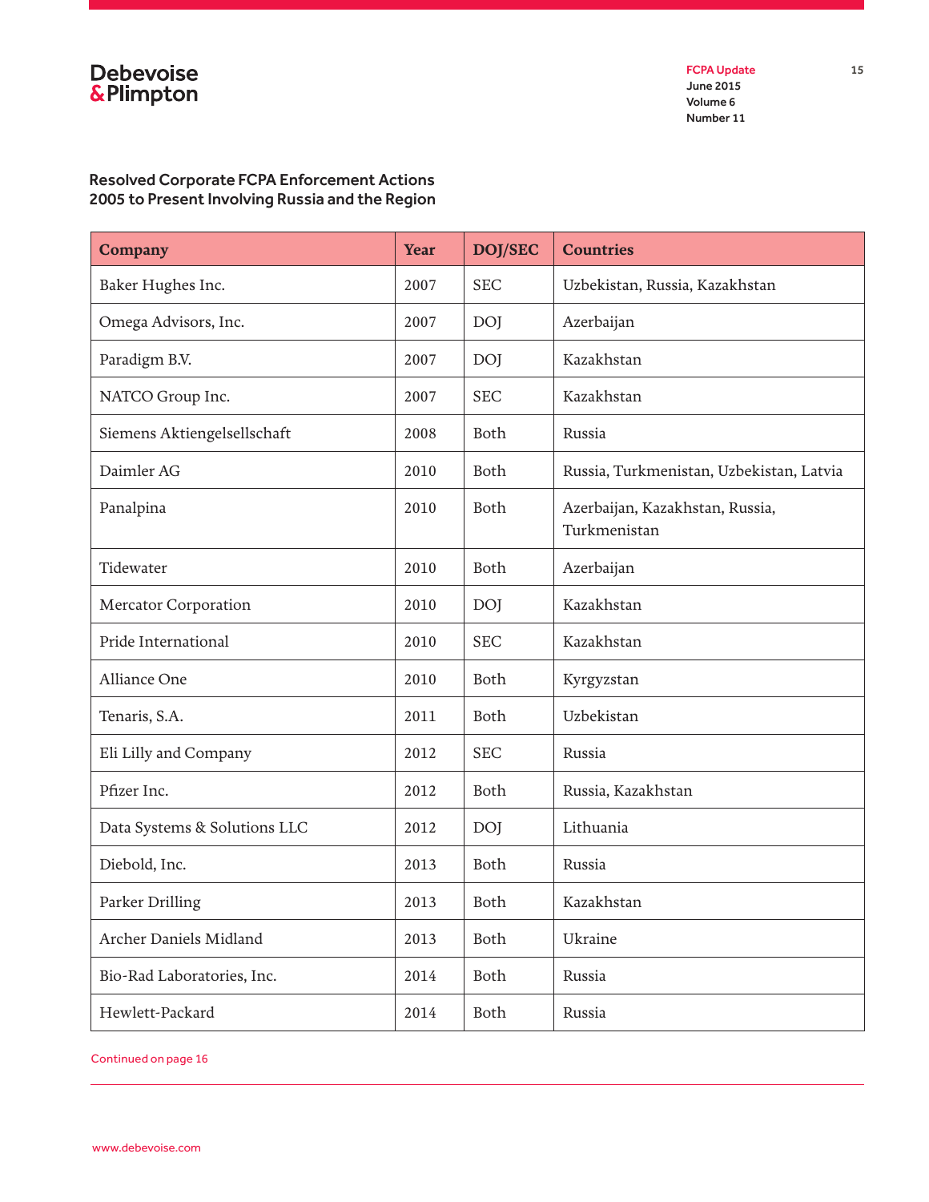## Resolved Corporate FCPA Enforcement Actions 2005 to Present Involving Russia and the Region

| Company | Year | DOJ/SEC | Countries |
|---|---|---|---|
| Baker Hughes Inc. | 2007 | SEC | Uzbekistan, Russia, Kazakhstan |
| Omega Advisors, Inc. | 2007 | DOJ | Azerbaijan |
| Paradigm B.V. | 2007 | DOJ | Kazakhstan |
| NATCO Group Inc. | 2007 | SEC | Kazakhstan |
| Siemens Aktiengelsellschaft | 2008 | Both | Russia |
| Daimler AG | 2010 | Both | Russia, Turkmenistan, Uzbekistan, Latvia |
| Panalpina | 2010 | Both | Azerbaijan, Kazakhstan, Russia, Turkmenistan |
| Tidewater | 2010 | Both | Azerbaijan |
| Mercator Corporation | 2010 | DOJ | Kazakhstan |
| Pride International | 2010 | SEC | Kazakhstan |
| Alliance One | 2010 | Both | Kyrgyzstan |
| Tenaris, S.A. | 2011 | Both | Uzbekistan |
| Eli Lilly and Company | 2012 | SEC | Russia |
| Pfizer Inc. | 2012 | Both | Russia, Kazakhstan |
| Data Systems & Solutions LLC | 2012 | DOJ | Lithuania |
| Diebold, Inc. | 2013 | Both | Russia |
| Parker Drilling | 2013 | Both | Kazakhstan |
| Archer Daniels Midland | 2013 | Both | Ukraine |
| Bio-Rad Laboratories, Inc. | 2014 | Both | Russia |
| Hewlett-Packard | 2014 | Both | Russia |

Continued on page 16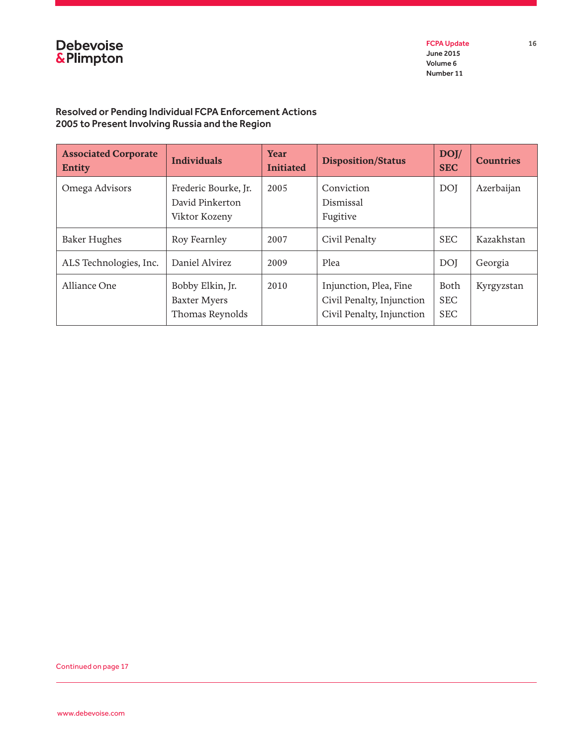### Resolved or Pending Individual FCPA Enforcement Actions 2005 to Present Involving Russia and the Region

| Associated Corporate Entity | Individuals | Year Initiated | Disposition/Status | DOJ/ SEC | Countries |
|---|---|---|---|---|---|
| Omega Advisors | Frederic Bourke, Jr.<br>David Pinkerton<br>Viktor Kozeny | 2005 | Conviction<br>Dismissal<br>Fugitive | DOJ | Azerbaijan |
| Baker Hughes | Roy Fearnley | 2007 | Civil Penalty | SEC | Kazakhstan |
| ALS Technologies, Inc. | Daniel Alvirez | 2009 | Plea | DOJ | Georgia |
| Alliance One | Bobby Elkin, Jr.<br>Baxter Myers<br>Thomas Reynolds | 2010 | Injunction, Plea, Fine<br>Civil Penalty, Injunction<br>Civil Penalty, Injunction | Both<br>SEC<br>SEC | Kyrgyzstan |

Continued on page 17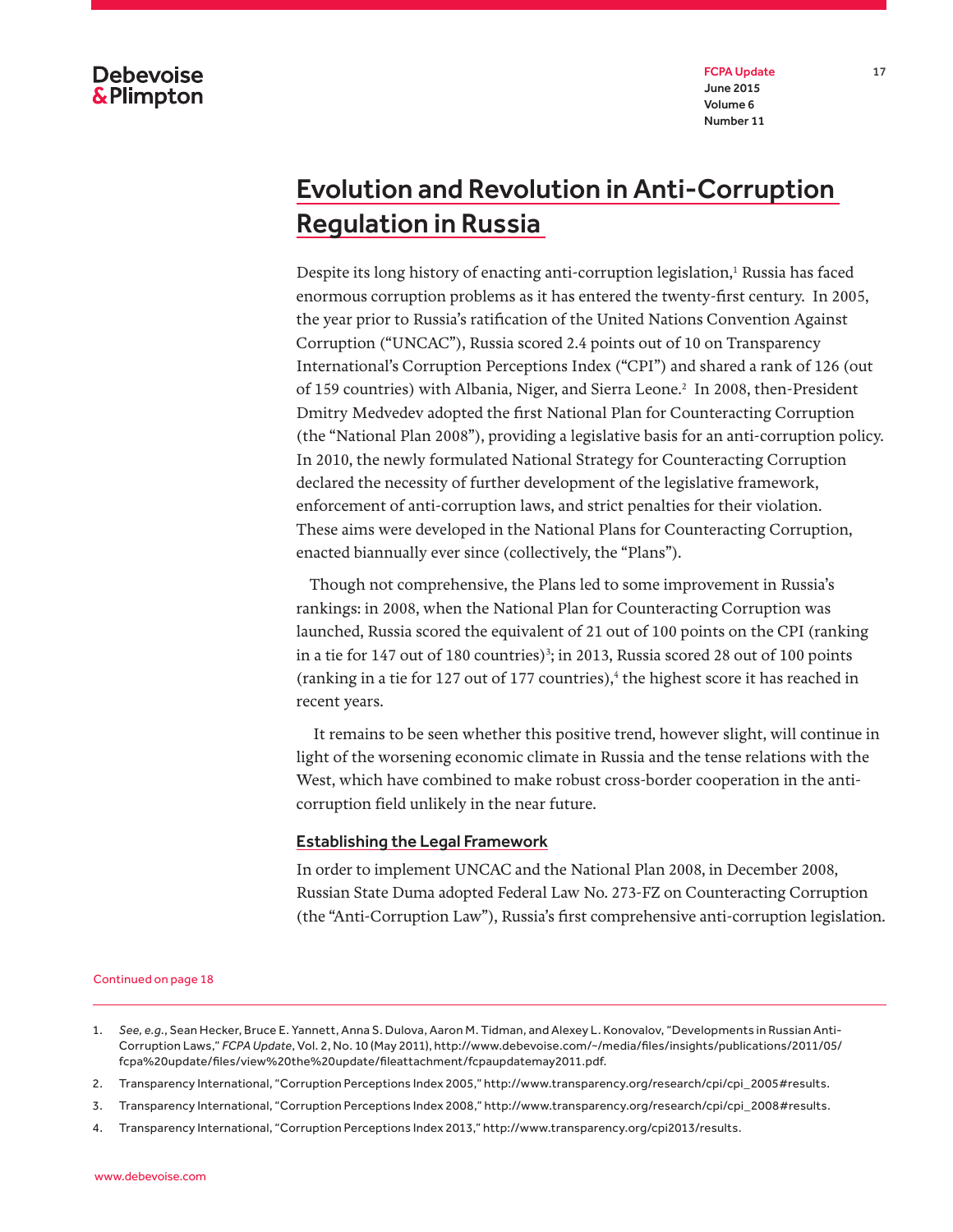# Evolution and Revolution in Anti-Corruption Regulation in Russia

Despite its long history of enacting anti-corruption legislation,[1] Russia has faced enormous corruption problems as it has entered the twenty-first century. In 2005, the year prior to Russia's ratification of the United Nations Convention Against Corruption ("UNCAC"), Russia scored 2.4 points out of 10 on Transparency International's Corruption Perceptions Index ("CPI") and shared a rank of 126 (out of 159 countries) with Albania, Niger, and Sierra Leone.[2] In 2008, then-President Dmitry Medvedev adopted the first National Plan for Counteracting Corruption (the "National Plan 2008"), providing a legislative basis for an anti-corruption policy. In 2010, the newly formulated National Strategy for Counteracting Corruption declared the necessity of further development of the legislative framework, enforcement of anti-corruption laws, and strict penalties for their violation. These aims were developed in the National Plans for Counteracting Corruption, enacted biannually ever since (collectively, the "Plans").

Though not comprehensive, the Plans led to some improvement in Russia's rankings: in 2008, when the National Plan for Counteracting Corruption was launched, Russia scored the equivalent of 21 out of 100 points on the CPI (ranking in a tie for 147 out of 180 countries)[3]; in 2013, Russia scored 28 out of 100 points (ranking in a tie for 127 out of 177 countries),[4] the highest score it has reached in recent years.

It remains to be seen whether this positive trend, however slight, will continue in light of the worsening economic climate in Russia and the tense relations with the West, which have combined to make robust cross-border cooperation in the anti-corruption field unlikely in the near future.

## Establishing the Legal Framework

In order to implement UNCAC and the National Plan 2008, in December 2008, Russian State Duma adopted Federal Law No. 273-FZ on Counteracting Corruption (the "Anti-Corruption Law"), Russia's first comprehensive anti-corruption legislation.

Continued on page 18

1. *See, e.g.*, Sean Hecker, Bruce E. Yannett, Anna S. Dulova, Aaron M. Tidman, and Alexey L. Konovalov, "Developments in Russian Anti-Corruption Laws," *FCPA Update*, Vol. 2, No. 10 (May 2011), http://www.debevoise.com/~/media/files/insights/publications/2011/05/fcpa%20update/files/view%20the%20update/fileattachment/fcpaupdatemay2011.pdf.
2. Transparency International, "Corruption Perceptions Index 2005," http://www.transparency.org/research/cpi/cpi_2005#results.
3. Transparency International, "Corruption Perceptions Index 2008," http://www.transparency.org/research/cpi/cpi_2008#results.
4. Transparency International, "Corruption Perceptions Index 2013," http://www.transparency.org/cpi2013/results.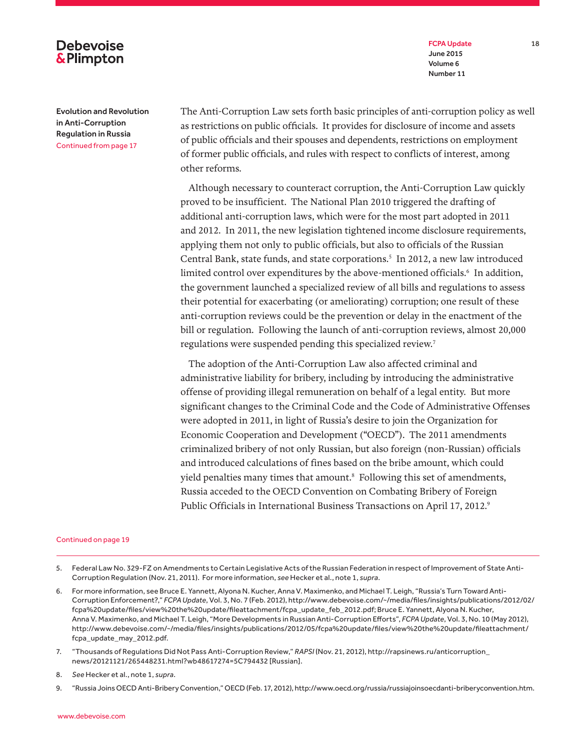Evolution and Revolution in Anti-Corruption Regulation in Russia
Continued from page 17

The Anti-Corruption Law sets forth basic principles of anti-corruption policy as well as restrictions on public officials. It provides for disclosure of income and assets of public officials and their spouses and dependents, restrictions on employment of former public officials, and rules with respect to conflicts of interest, among other reforms.

Although necessary to counteract corruption, the Anti-Corruption Law quickly proved to be insufficient. The National Plan 2010 triggered the drafting of additional anti-corruption laws, which were for the most part adopted in 2011 and 2012. In 2011, the new legislation tightened income disclosure requirements, applying them not only to public officials, but also to officials of the Russian Central Bank, state funds, and state corporations.[5] In 2012, a new law introduced limited control over expenditures by the above-mentioned officials.[6] In addition, the government launched a specialized review of all bills and regulations to assess their potential for exacerbating (or ameliorating) corruption; one result of these anti-corruption reviews could be the prevention or delay in the enactment of the bill or regulation. Following the launch of anti-corruption reviews, almost 20,000 regulations were suspended pending this specialized review.[7]

The adoption of the Anti-Corruption Law also affected criminal and administrative liability for bribery, including by introducing the administrative offense of providing illegal remuneration on behalf of a legal entity. But more significant changes to the Criminal Code and the Code of Administrative Offenses were adopted in 2011, in light of Russia's desire to join the Organization for Economic Cooperation and Development ("OECD"). The 2011 amendments criminalized bribery of not only Russian, but also foreign (non-Russian) officials and introduced calculations of fines based on the bribe amount, which could yield penalties many times that amount.[8] Following this set of amendments, Russia acceded to the OECD Convention on Combating Bribery of Foreign Public Officials in International Business Transactions on April 17, 2012.[9]

Continued on page 19

---

5. Federal Law No. 329-FZ on Amendments to Certain Legislative Acts of the Russian Federation in respect of Improvement of State Anti-Corruption Regulation (Nov. 21, 2011). For more information, *see* Hecker et al., note 1, *supra*.

6. For more information, see Bruce E. Yannett, Alyona N. Kucher, Anna V. Maximenko, and Michael T. Leigh, "Russia's Turn Toward Anti-Corruption Enforcement?," *FCPA Update*, Vol. 3, No. 7 (Feb. 2012), http://www.debevoise.com/~/media/files/insights/publications/2012/02/fcpa%20update/files/view%20the%20update/fileattachment/fcpa_update_feb_2012.pdf; Bruce E. Yannett, Alyona N. Kucher, Anna V. Maximenko, and Michael T. Leigh, "More Developments in Russian Anti-Corruption Efforts", *FCPA Update*, Vol. 3, No. 10 (May 2012), http://www.debevoise.com/~/media/files/insights/publications/2012/05/fcpa%20update/files/view%20the%20update/fileattachment/fcpa_update_may_2012.pdf.

7. "Thousands of Regulations Did Not Pass Anti-Corruption Review," *RAPSI* (Nov. 21, 2012), http://rapsinews.ru/anticorruption_news/20121121/265448231.html?wb48617274=5C794432 [Russian].

8. *See* Hecker et al., note 1, *supra*.

9. "Russia Joins OECD Anti-Bribery Convention," OECD (Feb. 17, 2012), http://www.oecd.org/russia/russiajoinsoecdanti-briberyconvention.htm.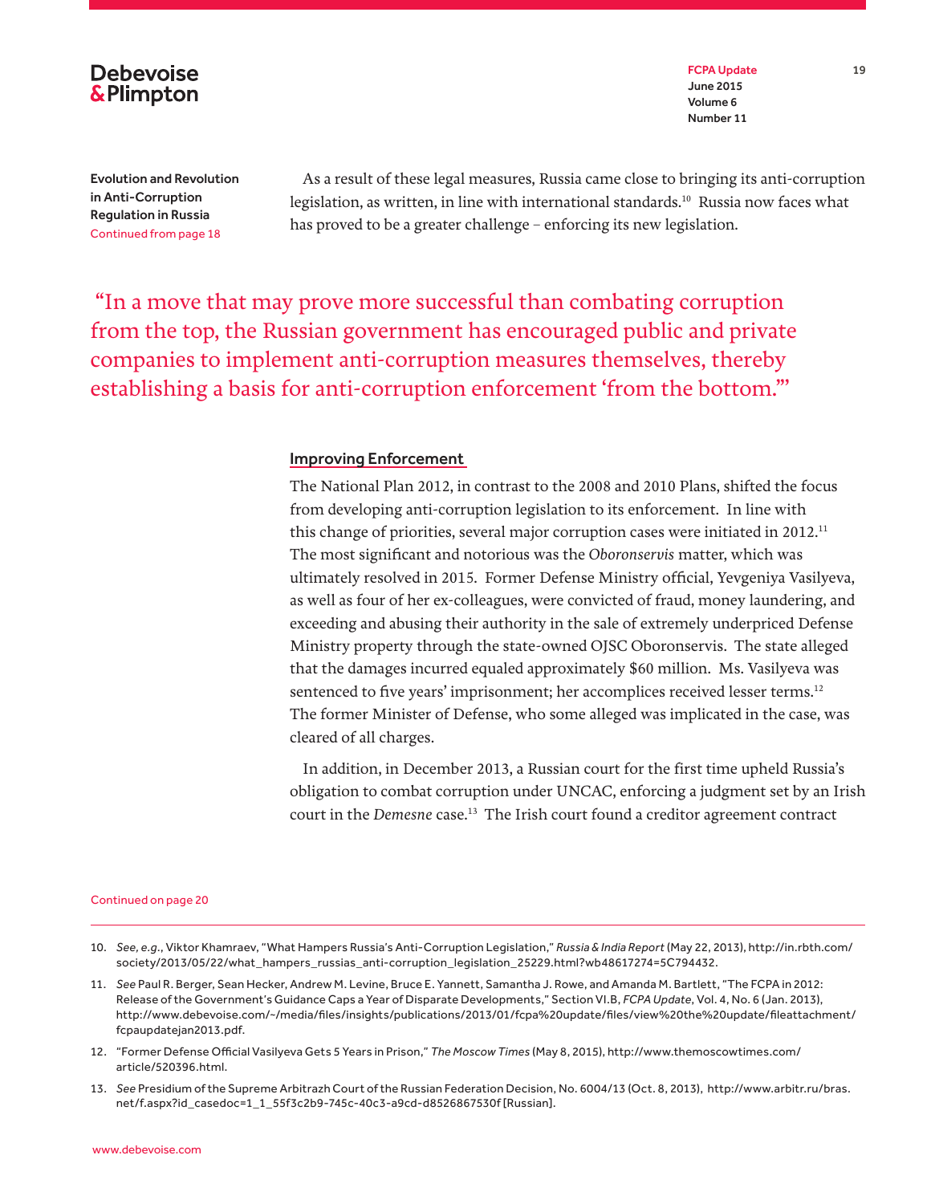Evolution and Revolution in Anti-Corruption Regulation in Russia
Continued from page 18

As a result of these legal measures, Russia came close to bringing its anti-corruption legislation, as written, in line with international standards.[10] Russia now faces what has proved to be a greater challenge – enforcing its new legislation.

> "In a move that may prove more successful than combating corruption from the top, the Russian government has encouraged public and private companies to implement anti-corruption measures themselves, thereby establishing a basis for anti-corruption enforcement 'from the bottom.'"

## Improving Enforcement

The National Plan 2012, in contrast to the 2008 and 2010 Plans, shifted the focus from developing anti-corruption legislation to its enforcement. In line with this change of priorities, several major corruption cases were initiated in 2012.[11] The most significant and notorious was the *Oboronservis* matter, which was ultimately resolved in 2015. Former Defense Ministry official, Yevgeniya Vasilyeva, as well as four of her ex-colleagues, were convicted of fraud, money laundering, and exceeding and abusing their authority in the sale of extremely underpriced Defense Ministry property through the state-owned OJSC Oboronservis. The state alleged that the damages incurred equaled approximately $60 million. Ms. Vasilyeva was sentenced to five years' imprisonment; her accomplices received lesser terms.[12] The former Minister of Defense, who some alleged was implicated in the case, was cleared of all charges.

In addition, in December 2013, a Russian court for the first time upheld Russia's obligation to combat corruption under UNCAC, enforcing a judgment set by an Irish court in the *Demesne* case.[13] The Irish court found a creditor agreement contract

Continued on page 20

---

10. *See, e.g.*, Viktor Khamraev, "What Hampers Russia's Anti-Corruption Legislation," *Russia & India Report* (May 22, 2013), http://in.rbth.com/society/2013/05/22/what_hampers_russias_anti-corruption_legislation_25229.html?wb48617274=5C794432.

11. *See* Paul R. Berger, Sean Hecker, Andrew M. Levine, Bruce E. Yannett, Samantha J. Rowe, and Amanda M. Bartlett, "The FCPA in 2012: Release of the Government's Guidance Caps a Year of Disparate Developments," Section VI.B, *FCPA Update*, Vol. 4, No. 6 (Jan. 2013), http://www.debevoise.com/~/media/files/insights/publications/2013/01/fcpa%20update/files/view%20the%20update/fileattachment/fcpaupdatejan2013.pdf.

12. "Former Defense Official Vasilyeva Gets 5 Years in Prison," *The Moscow Times* (May 8, 2015), http://www.themoscowtimes.com/article/520396.html.

13. *See* Presidium of the Supreme Arbitrazh Court of the Russian Federation Decision, No. 6004/13 (Oct. 8, 2013), http://www.arbitr.ru/bras.net/f.aspx?id_casedoc=1_1_55f3c2b9-745c-40c3-a9cd-d8526867530f [Russian].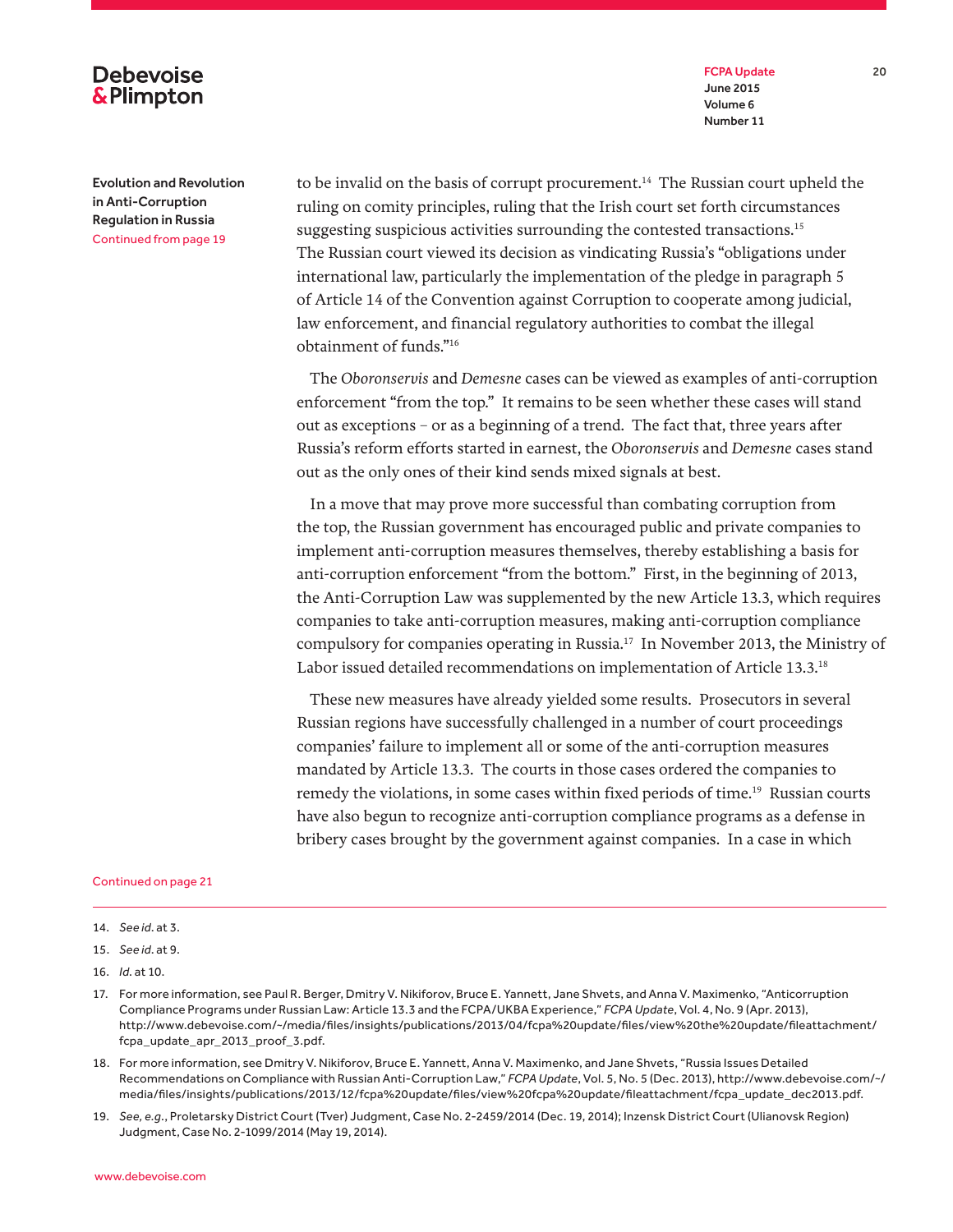to be invalid on the basis of corrupt procurement.[14] The Russian court upheld the ruling on comity principles, ruling that the Irish court set forth circumstances suggesting suspicious activities surrounding the contested transactions.[15] The Russian court viewed its decision as vindicating Russia's "obligations under international law, particularly the implementation of the pledge in paragraph 5 of Article 14 of the Convention against Corruption to cooperate among judicial, law enforcement, and financial regulatory authorities to combat the illegal obtainment of funds."[16]

The *Oboronservis* and *Demesne* cases can be viewed as examples of anti-corruption enforcement "from the top." It remains to be seen whether these cases will stand out as exceptions – or as a beginning of a trend. The fact that, three years after Russia's reform efforts started in earnest, the *Oboronservis* and *Demesne* cases stand out as the only ones of their kind sends mixed signals at best.

In a move that may prove more successful than combating corruption from the top, the Russian government has encouraged public and private companies to implement anti-corruption measures themselves, thereby establishing a basis for anti-corruption enforcement "from the bottom." First, in the beginning of 2013, the Anti-Corruption Law was supplemented by the new Article 13.3, which requires companies to take anti-corruption measures, making anti-corruption compliance compulsory for companies operating in Russia.[17] In November 2013, the Ministry of Labor issued detailed recommendations on implementation of Article 13.3.[18]

These new measures have already yielded some results. Prosecutors in several Russian regions have successfully challenged in a number of court proceedings companies' failure to implement all or some of the anti-corruption measures mandated by Article 13.3. The courts in those cases ordered the companies to remedy the violations, in some cases within fixed periods of time.[19] Russian courts have also begun to recognize anti-corruption compliance programs as a defense in bribery cases brought by the government against companies. In a case in which

---

14. *See id.* at 3.

15. *See id.* at 9.

16. *Id.* at 10.

17. For more information, see Paul R. Berger, Dmitry V. Nikiforov, Bruce E. Yannett, Jane Shvets, and Anna V. Maximenko, "Anticorruption Compliance Programs under Russian Law: Article 13.3 and the FCPA/UKBA Experience," *FCPA Update*, Vol. 4, No. 9 (Apr. 2013), http://www.debevoise.com/~/media/files/insights/publications/2013/04/fcpa%20update/files/view%20the%20update/fileattachment/fcpa_update_apr_2013_proof_3.pdf.

18. For more information, see Dmitry V. Nikiforov, Bruce E. Yannett, Anna V. Maximenko, and Jane Shvets, "Russia Issues Detailed Recommendations on Compliance with Russian Anti-Corruption Law," *FCPA Update*, Vol. 5, No. 5 (Dec. 2013), http://www.debevoise.com/~/media/files/insights/publications/2013/12/fcpa%20update/files/view%20fcpa%20update/fileattachment/fcpa_update_dec2013.pdf.

19. *See, e.g.*, Proletarsky District Court (Tver) Judgment, Case No. 2-2459/2014 (Dec. 19, 2014); Inzensk District Court (Ulianovsk Region) Judgment, Case No. 2-1099/2014 (May 19, 2014).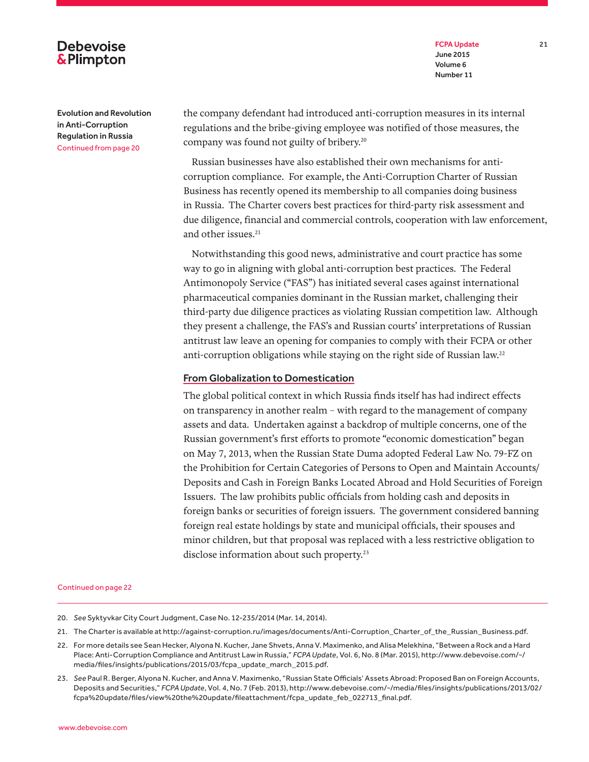Evolution and Revolution in Anti-Corruption Regulation in Russia
Continued from page 20

the company defendant had introduced anti-corruption measures in its internal regulations and the bribe-giving employee was notified of those measures, the company was found not guilty of bribery.[20]

Russian businesses have also established their own mechanisms for anti-corruption compliance. For example, the Anti-Corruption Charter of Russian Business has recently opened its membership to all companies doing business in Russia. The Charter covers best practices for third-party risk assessment and due diligence, financial and commercial controls, cooperation with law enforcement, and other issues.[21]

Notwithstanding this good news, administrative and court practice has some way to go in aligning with global anti-corruption best practices. The Federal Antimonopoly Service ("FAS") has initiated several cases against international pharmaceutical companies dominant in the Russian market, challenging their third-party due diligence practices as violating Russian competition law. Although they present a challenge, the FAS's and Russian courts' interpretations of Russian antitrust law leave an opening for companies to comply with their FCPA or other anti-corruption obligations while staying on the right side of Russian law.[22]

## From Globalization to Domestication

The global political context in which Russia finds itself has had indirect effects on transparency in another realm – with regard to the management of company assets and data. Undertaken against a backdrop of multiple concerns, one of the Russian government's first efforts to promote "economic domestication" began on May 7, 2013, when the Russian State Duma adopted Federal Law No. 79-FZ on the Prohibition for Certain Categories of Persons to Open and Maintain Accounts/Deposits and Cash in Foreign Banks Located Abroad and Hold Securities of Foreign Issuers. The law prohibits public officials from holding cash and deposits in foreign banks or securities of foreign issuers. The government considered banning foreign real estate holdings by state and municipal officials, their spouses and minor children, but that proposal was replaced with a less restrictive obligation to disclose information about such property.[23]

Continued on page 22

---

20. *See* Syktyvkar City Court Judgment, Case No. 12-235/2014 (Mar. 14, 2014).

21. The Charter is available at http://against-corruption.ru/images/documents/Anti-Corruption_Charter_of_the_Russian_Business.pdf.

22. For more details see Sean Hecker, Alyona N. Kucher, Jane Shvets, Anna V. Maximenko, and Alisa Melekhina, "Between a Rock and a Hard Place: Anti-Corruption Compliance and Antitrust Law in Russia," *FCPA Update*, Vol. 6, No. 8 (Mar. 2015), http://www.debevoise.com/~/media/files/insights/publications/2015/03/fcpa_update_march_2015.pdf.

23. *See* Paul R. Berger, Alyona N. Kucher, and Anna V. Maximenko, "Russian State Officials' Assets Abroad: Proposed Ban on Foreign Accounts, Deposits and Securities," *FCPA Update*, Vol. 4, No. 7 (Feb. 2013), http://www.debevoise.com/~/media/files/insights/publications/2013/02/fcpa%20update/files/view%20the%20update/fileattachment/fcpa_update_feb_022713_final.pdf.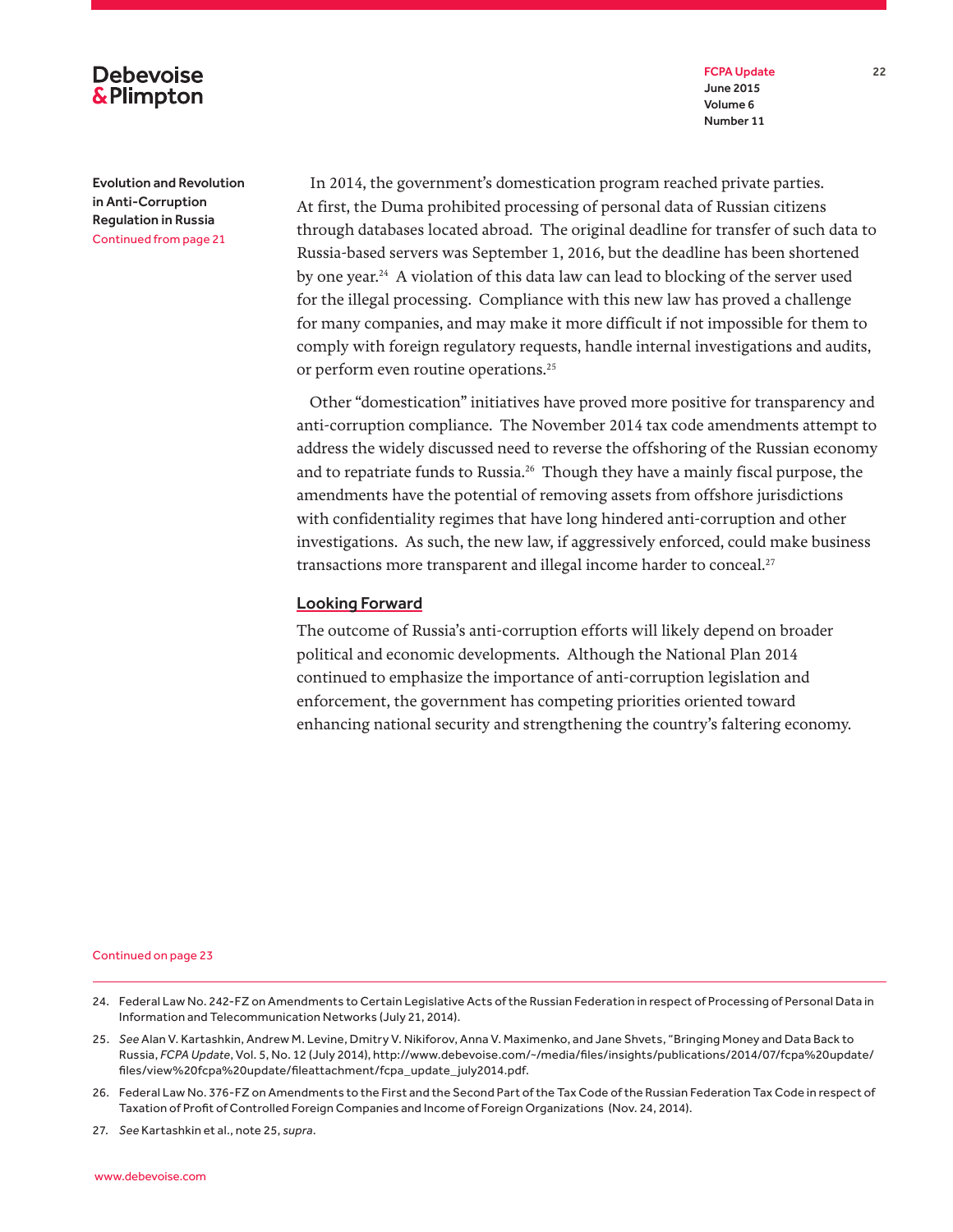Evolution and Revolution in Anti-Corruption Regulation in Russia
Continued from page 21

In 2014, the government's domestication program reached private parties. At first, the Duma prohibited processing of personal data of Russian citizens through databases located abroad. The original deadline for transfer of such data to Russia-based servers was September 1, 2016, but the deadline has been shortened by one year.[24] A violation of this data law can lead to blocking of the server used for the illegal processing. Compliance with this new law has proved a challenge for many companies, and may make it more difficult if not impossible for them to comply with foreign regulatory requests, handle internal investigations and audits, or perform even routine operations.[25]

Other "domestication" initiatives have proved more positive for transparency and anti-corruption compliance. The November 2014 tax code amendments attempt to address the widely discussed need to reverse the offshoring of the Russian economy and to repatriate funds to Russia.[26] Though they have a mainly fiscal purpose, the amendments have the potential of removing assets from offshore jurisdictions with confidentiality regimes that have long hindered anti-corruption and other investigations. As such, the new law, if aggressively enforced, could make business transactions more transparent and illegal income harder to conceal.[27]

## Looking Forward

The outcome of Russia's anti-corruption efforts will likely depend on broader political and economic developments. Although the National Plan 2014 continued to emphasize the importance of anti-corruption legislation and enforcement, the government has competing priorities oriented toward enhancing national security and strengthening the country's faltering economy.

Continued on page 23

---

24. Federal Law No. 242-FZ on Amendments to Certain Legislative Acts of the Russian Federation in respect of Processing of Personal Data in Information and Telecommunication Networks (July 21, 2014).

25. *See* Alan V. Kartashkin, Andrew M. Levine, Dmitry V. Nikiforov, Anna V. Maximenko, and Jane Shvets, "Bringing Money and Data Back to Russia, *FCPA Update*, Vol. 5, No. 12 (July 2014), http://www.debevoise.com/~/media/files/insights/publications/2014/07/fcpa%20update/files/view%20fcpa%20update/fileattachment/fcpa_update_july2014.pdf.

26. Federal Law No. 376-FZ on Amendments to the First and the Second Part of the Tax Code of the Russian Federation Tax Code in respect of Taxation of Profit of Controlled Foreign Companies and Income of Foreign Organizations (Nov. 24, 2014).

27. *See* Kartashkin et al., note 25, *supra*.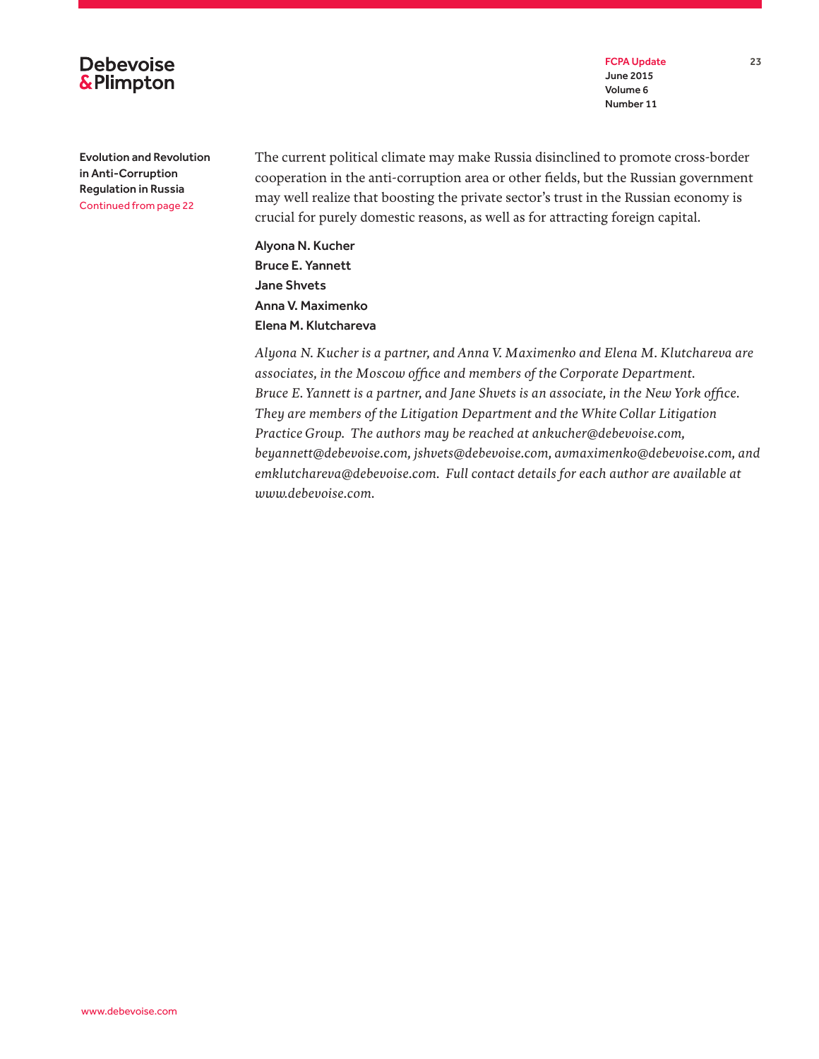Evolution and Revolution in Anti-Corruption Regulation in Russia
Continued from page 22

The current political climate may make Russia disinclined to promote cross-border cooperation in the anti-corruption area or other fields, but the Russian government may well realize that boosting the private sector's trust in the Russian economy is crucial for purely domestic reasons, as well as for attracting foreign capital.

**Alyona N. Kucher**
**Bruce E. Yannett**
**Jane Shvets**
**Anna V. Maximenko**
**Elena M. Klutchareva**

*Alyona N. Kucher is a partner, and Anna V. Maximenko and Elena M. Klutchareva are associates, in the Moscow office and members of the Corporate Department. Bruce E. Yannett is a partner, and Jane Shvets is an associate, in the New York office. They are members of the Litigation Department and the White Collar Litigation Practice Group. The authors may be reached at ankucher@debevoise.com, beyannett@debevoise.com, jshvets@debevoise.com, avmaximenko@debevoise.com, and emklutchareva@debevoise.com. Full contact details for each author are available at www.debevoise.com.*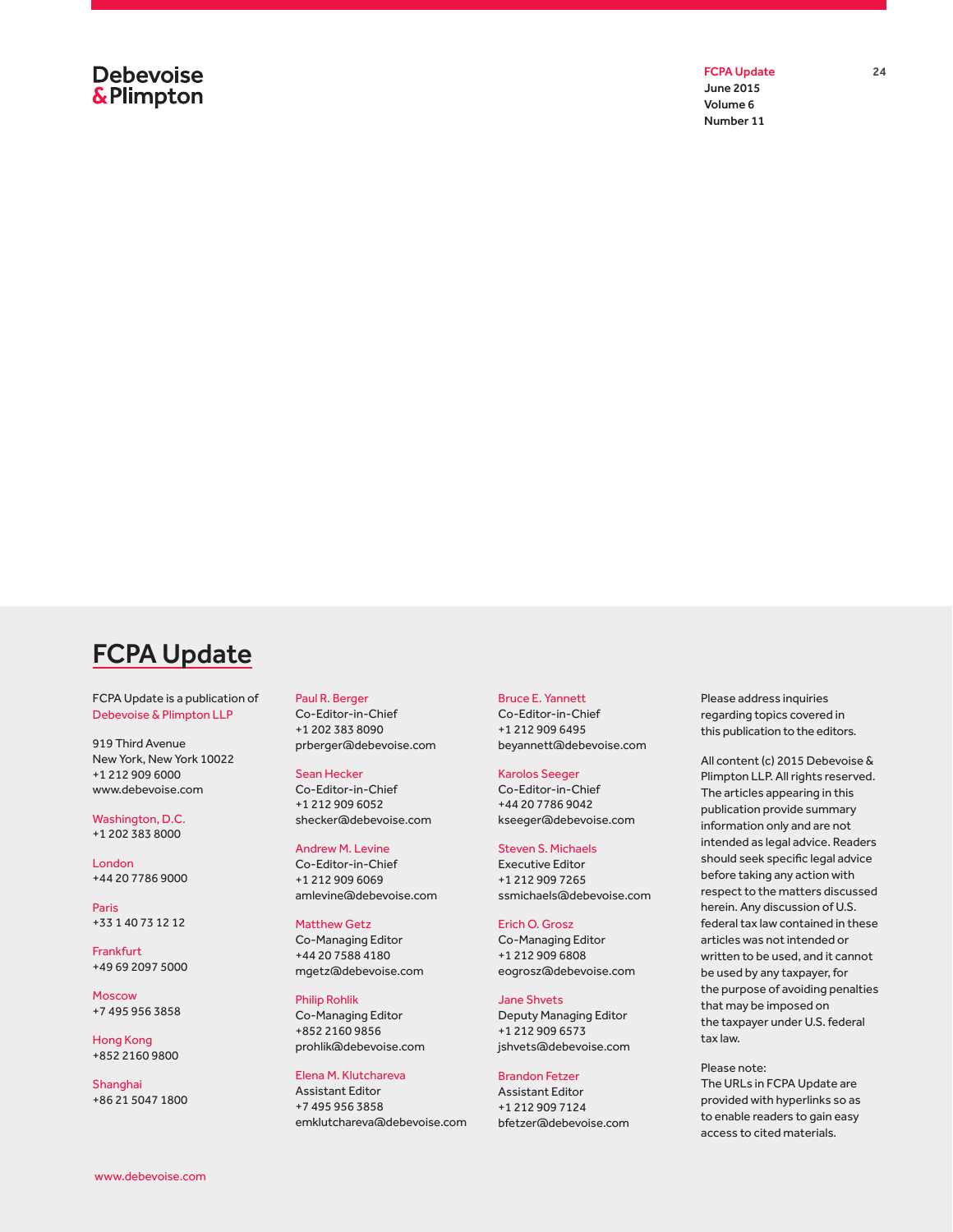## FCPA Update

FCPA Update is a publication of
Debevoise & Plimpton LLP

919 Third Avenue
New York, New York 10022
+1 212 909 6000
www.debevoise.com

Washington, D.C.
+1 202 383 8000

London
+44 20 7786 9000

Paris
+33 1 40 73 12 12

Frankfurt
+49 69 2097 5000

Moscow
+7 495 956 3858

Hong Kong
+852 2160 9800

Shanghai
+86 21 5047 1800

Paul R. Berger
Co-Editor-in-Chief
+1 202 383 8090
prberger@debevoise.com

Sean Hecker
Co-Editor-in-Chief
+1 212 909 6052
shecker@debevoise.com

Andrew M. Levine
Co-Editor-in-Chief
+1 212 909 6069
amlevine@debevoise.com

Matthew Getz
Co-Managing Editor
+44 20 7588 4180
mgetz@debevoise.com

Philip Rohlik
Co-Managing Editor
+852 2160 9856
prohlik@debevoise.com

Elena M. Klutchareva
Assistant Editor
+7 495 956 3858
emklutchareva@debevoise.com

Bruce E. Yannett
Co-Editor-in-Chief
+1 212 909 6495
beyannett@debevoise.com

Karolos Seeger
Co-Editor-in-Chief
+44 20 7786 9042
kseeger@debevoise.com

Steven S. Michaels
Executive Editor
+1 212 909 7265
ssmichaels@debevoise.com

Erich O. Grosz
Co-Managing Editor
+1 212 909 6808
eogrosz@debevoise.com

Jane Shvets
Deputy Managing Editor
+1 212 909 6573
jshvets@debevoise.com

Brandon Fetzer
Assistant Editor
+1 212 909 7124
bfetzer@debevoise.com

Please address inquiries regarding topics covered in this publication to the editors.

All content (c) 2015 Debevoise & Plimpton LLP. All rights reserved. The articles appearing in this publication provide summary information only and are not intended as legal advice. Readers should seek specific legal advice before taking any action with respect to the matters discussed herein. Any discussion of U.S. federal tax law contained in these articles was not intended or written to be used, and it cannot be used by any taxpayer, for the purpose of avoiding penalties that may be imposed on the taxpayer under U.S. federal tax law.

Please note:
The URLs in FCPA Update are provided with hyperlinks so as to enable readers to gain easy access to cited materials.

www.debevoise.com